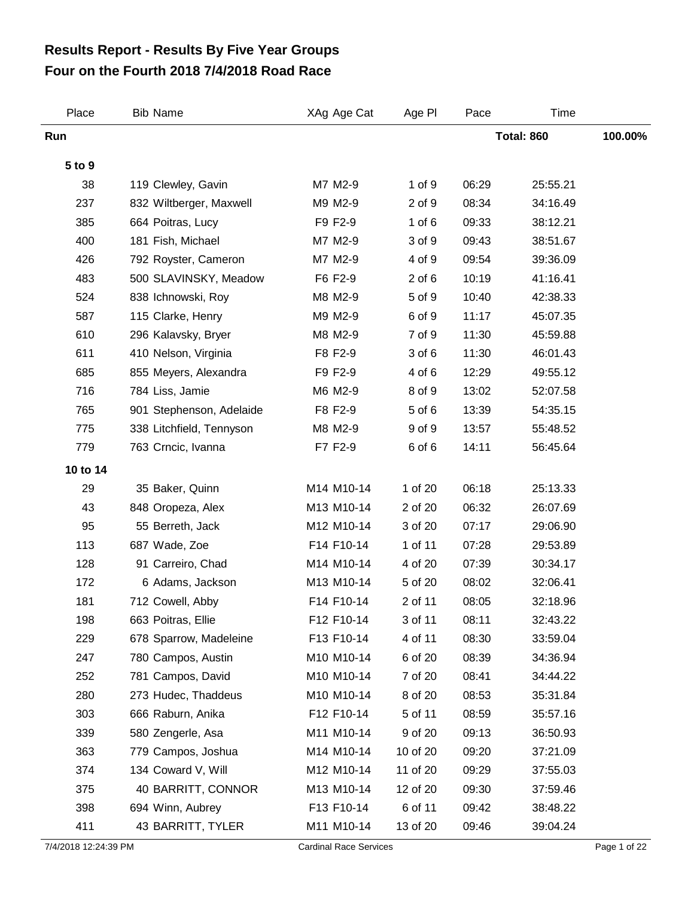# Results Report - Results By Five Year Groups
# Four on the Fourth 2018 7/4/2018 Road Race

| Place | Bib | Name | XAg | Age Cat | Age Pl | Pace | Time |
|---|---|---|---|---|---|---|---|
| **Run** | | | | | | | **Total: 860** 100.00% |
| **5 to 9** | | | | | | | |
| 38 | 119 | Clewley, Gavin | M7 | M2-9 | 1 of 9 | 06:29 | 25:55.21 |
| 237 | 832 | Wiltberger, Maxwell | M9 | M2-9 | 2 of 9 | 08:34 | 34:16.49 |
| 385 | 664 | Poitras, Lucy | F9 | F2-9 | 1 of 6 | 09:33 | 38:12.21 |
| 400 | 181 | Fish, Michael | M7 | M2-9 | 3 of 9 | 09:43 | 38:51.67 |
| 426 | 792 | Royster, Cameron | M7 | M2-9 | 4 of 9 | 09:54 | 39:36.09 |
| 483 | 500 | SLAVINSKY, Meadow | F6 | F2-9 | 2 of 6 | 10:19 | 41:16.41 |
| 524 | 838 | Ichnowski, Roy | M8 | M2-9 | 5 of 9 | 10:40 | 42:38.33 |
| 587 | 115 | Clarke, Henry | M9 | M2-9 | 6 of 9 | 11:17 | 45:07.35 |
| 610 | 296 | Kalavsky, Bryer | M8 | M2-9 | 7 of 9 | 11:30 | 45:59.88 |
| 611 | 410 | Nelson, Virginia | F8 | F2-9 | 3 of 6 | 11:30 | 46:01.43 |
| 685 | 855 | Meyers, Alexandra | F9 | F2-9 | 4 of 6 | 12:29 | 49:55.12 |
| 716 | 784 | Liss, Jamie | M6 | M2-9 | 8 of 9 | 13:02 | 52:07.58 |
| 765 | 901 | Stephenson, Adelaide | F8 | F2-9 | 5 of 6 | 13:39 | 54:35.15 |
| 775 | 338 | Litchfield, Tennyson | M8 | M2-9 | 9 of 9 | 13:57 | 55:48.52 |
| 779 | 763 | Crncic, Ivanna | F7 | F2-9 | 6 of 6 | 14:11 | 56:45.64 |
| **10 to 14** | | | | | | | |
| 29 | 35 | Baker, Quinn | M14 | M10-14 | 1 of 20 | 06:18 | 25:13.33 |
| 43 | 848 | Oropeza, Alex | M13 | M10-14 | 2 of 20 | 06:32 | 26:07.69 |
| 95 | 55 | Berreth, Jack | M12 | M10-14 | 3 of 20 | 07:17 | 29:06.90 |
| 113 | 687 | Wade, Zoe | F14 | F10-14 | 1 of 11 | 07:28 | 29:53.89 |
| 128 | 91 | Carreiro, Chad | M14 | M10-14 | 4 of 20 | 07:39 | 30:34.17 |
| 172 | 6 | Adams, Jackson | M13 | M10-14 | 5 of 20 | 08:02 | 32:06.41 |
| 181 | 712 | Cowell, Abby | F14 | F10-14 | 2 of 11 | 08:05 | 32:18.96 |
| 198 | 663 | Poitras, Ellie | F12 | F10-14 | 3 of 11 | 08:11 | 32:43.22 |
| 229 | 678 | Sparrow, Madeleine | F13 | F10-14 | 4 of 11 | 08:30 | 33:59.04 |
| 247 | 780 | Campos, Austin | M10 | M10-14 | 6 of 20 | 08:39 | 34:36.94 |
| 252 | 781 | Campos, David | M10 | M10-14 | 7 of 20 | 08:41 | 34:44.22 |
| 280 | 273 | Hudec, Thaddeus | M10 | M10-14 | 8 of 20 | 08:53 | 35:31.84 |
| 303 | 666 | Raburn, Anika | F12 | F10-14 | 5 of 11 | 08:59 | 35:57.16 |
| 339 | 580 | Zengerle, Asa | M11 | M10-14 | 9 of 20 | 09:13 | 36:50.93 |
| 363 | 779 | Campos, Joshua | M14 | M10-14 | 10 of 20 | 09:20 | 37:21.09 |
| 374 | 134 | Coward V, Will | M12 | M10-14 | 11 of 20 | 09:29 | 37:55.03 |
| 375 | 40 | BARRITT, CONNOR | M13 | M10-14 | 12 of 20 | 09:30 | 37:59.46 |
| 398 | 694 | Winn, Aubrey | F13 | F10-14 | 6 of 11 | 09:42 | 38:48.22 |
| 411 | 43 | BARRITT, TYLER | M11 | M10-14 | 13 of 20 | 09:46 | 39:04.24 |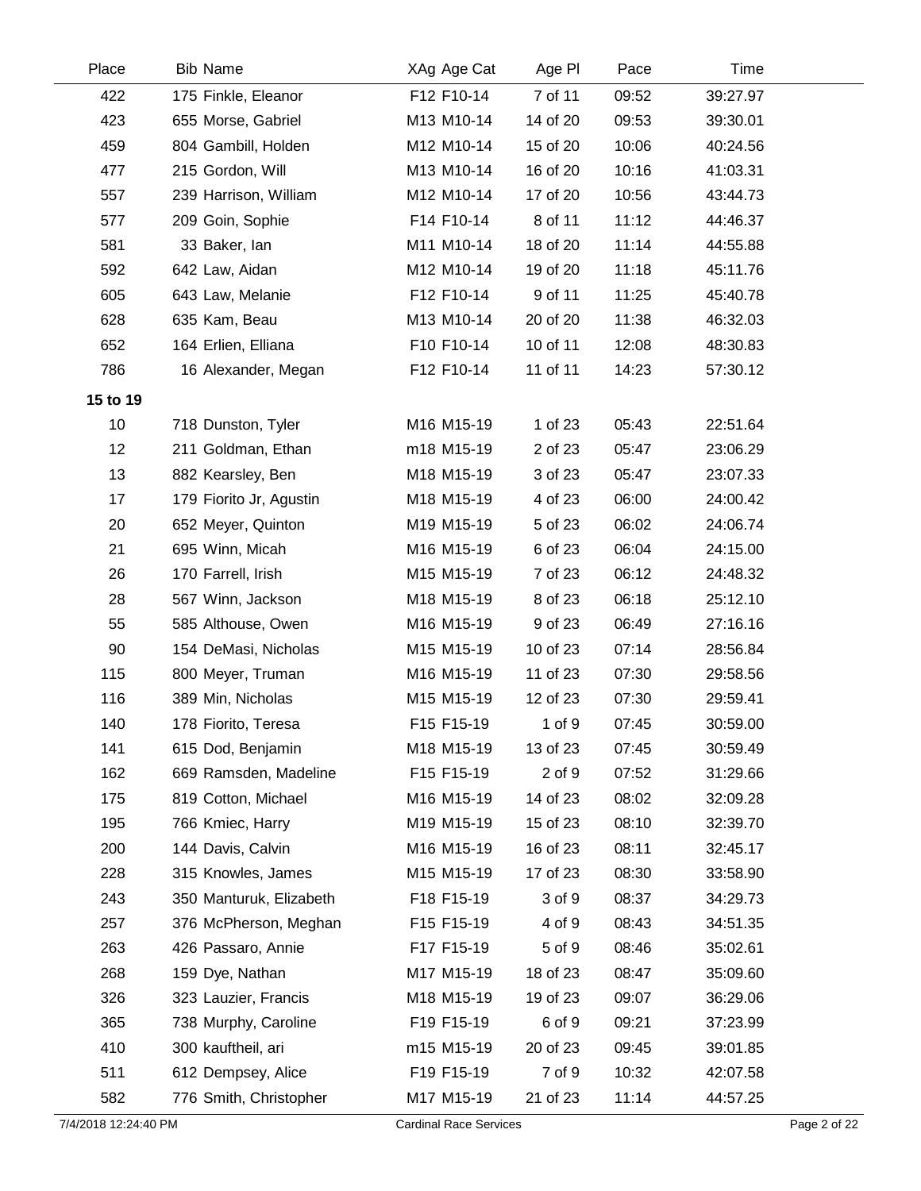| Place | Bib | Name | XAg | Age Cat | Age Pl | Pace | Time |
|---|---|---|---|---|---|---|---|
| 422 | 175 | Finkle, Eleanor | F12 | F10-14 | 7 of 11 | 09:52 | 39:27.97 |
| 423 | 655 | Morse, Gabriel | M13 | M10-14 | 14 of 20 | 09:53 | 39:30.01 |
| 459 | 804 | Gambill, Holden | M12 | M10-14 | 15 of 20 | 10:06 | 40:24.56 |
| 477 | 215 | Gordon, Will | M13 | M10-14 | 16 of 20 | 10:16 | 41:03.31 |
| 557 | 239 | Harrison, William | M12 | M10-14 | 17 of 20 | 10:56 | 43:44.73 |
| 577 | 209 | Goin, Sophie | F14 | F10-14 | 8 of 11 | 11:12 | 44:46.37 |
| 581 | 33 | Baker, Ian | M11 | M10-14 | 18 of 20 | 11:14 | 44:55.88 |
| 592 | 642 | Law, Aidan | M12 | M10-14 | 19 of 20 | 11:18 | 45:11.76 |
| 605 | 643 | Law, Melanie | F12 | F10-14 | 9 of 11 | 11:25 | 45:40.78 |
| 628 | 635 | Kam, Beau | M13 | M10-14 | 20 of 20 | 11:38 | 46:32.03 |
| 652 | 164 | Erlien, Elliana | F10 | F10-14 | 10 of 11 | 12:08 | 48:30.83 |
| 786 | 16 | Alexander, Megan | F12 | F10-14 | 11 of 11 | 14:23 | 57:30.12 |
| **15 to 19** | | | | | | | |
| 10 | 718 | Dunston, Tyler | M16 | M15-19 | 1 of 23 | 05:43 | 22:51.64 |
| 12 | 211 | Goldman, Ethan | m18 | M15-19 | 2 of 23 | 05:47 | 23:06.29 |
| 13 | 882 | Kearsley, Ben | M18 | M15-19 | 3 of 23 | 05:47 | 23:07.33 |
| 17 | 179 | Fiorito Jr, Agustin | M18 | M15-19 | 4 of 23 | 06:00 | 24:00.42 |
| 20 | 652 | Meyer, Quinton | M19 | M15-19 | 5 of 23 | 06:02 | 24:06.74 |
| 21 | 695 | Winn, Micah | M16 | M15-19 | 6 of 23 | 06:04 | 24:15.00 |
| 26 | 170 | Farrell, Irish | M15 | M15-19 | 7 of 23 | 06:12 | 24:48.32 |
| 28 | 567 | Winn, Jackson | M18 | M15-19 | 8 of 23 | 06:18 | 25:12.10 |
| 55 | 585 | Althouse, Owen | M16 | M15-19 | 9 of 23 | 06:49 | 27:16.16 |
| 90 | 154 | DeMasi, Nicholas | M15 | M15-19 | 10 of 23 | 07:14 | 28:56.84 |
| 115 | 800 | Meyer, Truman | M16 | M15-19 | 11 of 23 | 07:30 | 29:58.56 |
| 116 | 389 | Min, Nicholas | M15 | M15-19 | 12 of 23 | 07:30 | 29:59.41 |
| 140 | 178 | Fiorito, Teresa | F15 | F15-19 | 1 of 9 | 07:45 | 30:59.00 |
| 141 | 615 | Dod, Benjamin | M18 | M15-19 | 13 of 23 | 07:45 | 30:59.49 |
| 162 | 669 | Ramsden, Madeline | F15 | F15-19 | 2 of 9 | 07:52 | 31:29.66 |
| 175 | 819 | Cotton, Michael | M16 | M15-19 | 14 of 23 | 08:02 | 32:09.28 |
| 195 | 766 | Kmiec, Harry | M19 | M15-19 | 15 of 23 | 08:10 | 32:39.70 |
| 200 | 144 | Davis, Calvin | M16 | M15-19 | 16 of 23 | 08:11 | 32:45.17 |
| 228 | 315 | Knowles, James | M15 | M15-19 | 17 of 23 | 08:30 | 33:58.90 |
| 243 | 350 | Manturuk, Elizabeth | F18 | F15-19 | 3 of 9 | 08:37 | 34:29.73 |
| 257 | 376 | McPherson, Meghan | F15 | F15-19 | 4 of 9 | 08:43 | 34:51.35 |
| 263 | 426 | Passaro, Annie | F17 | F15-19 | 5 of 9 | 08:46 | 35:02.61 |
| 268 | 159 | Dye, Nathan | M17 | M15-19 | 18 of 23 | 08:47 | 35:09.60 |
| 326 | 323 | Lauzier, Francis | M18 | M15-19 | 19 of 23 | 09:07 | 36:29.06 |
| 365 | 738 | Murphy, Caroline | F19 | F15-19 | 6 of 9 | 09:21 | 37:23.99 |
| 410 | 300 | kauftheil, ari | m15 | M15-19 | 20 of 23 | 09:45 | 39:01.85 |
| 511 | 612 | Dempsey, Alice | F19 | F15-19 | 7 of 9 | 10:32 | 42:07.58 |
| 582 | 776 | Smith, Christopher | M17 | M15-19 | 21 of 23 | 11:14 | 44:57.25 |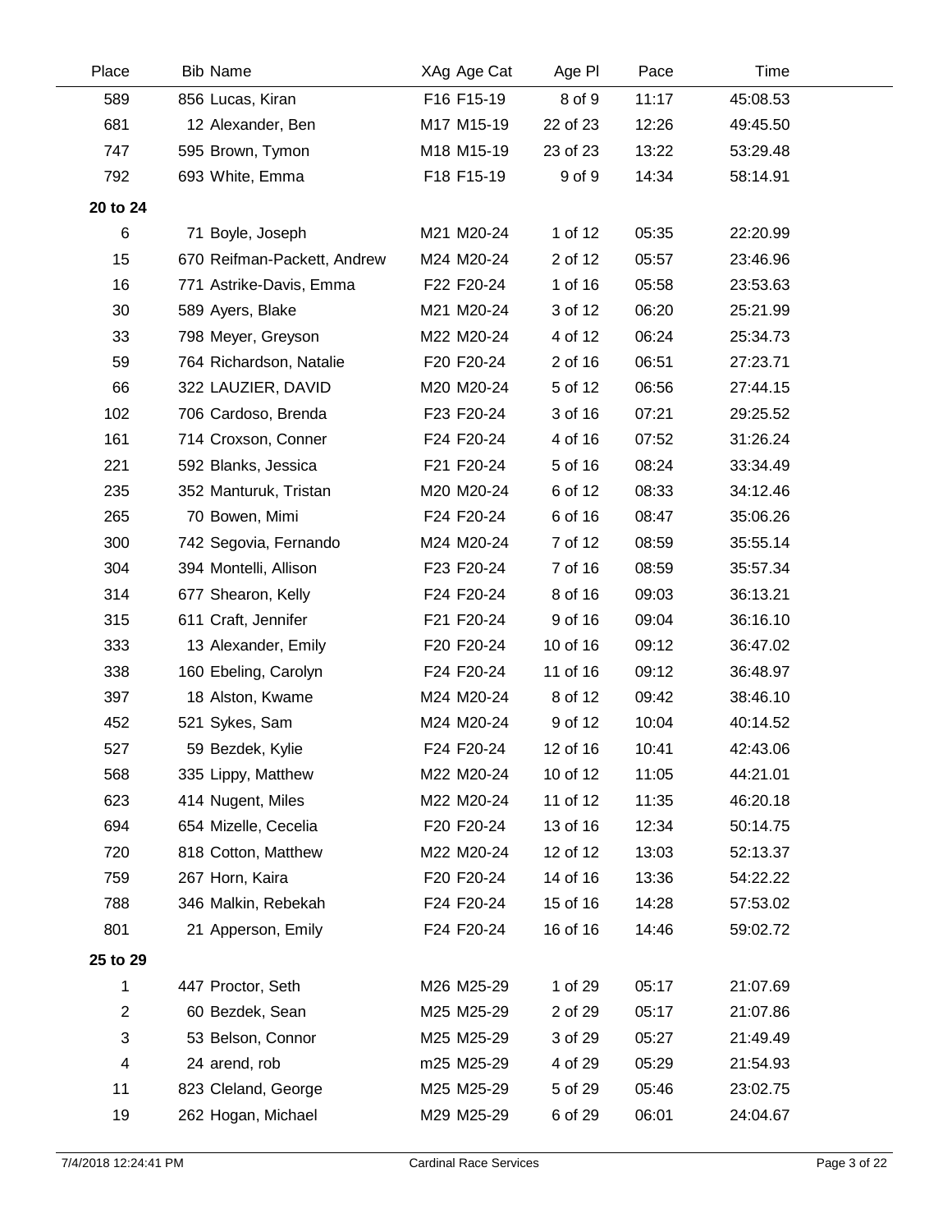| Place | Bib | Name | XAg | Age Cat | Age Pl | Pace | Time |
|---|---|---|---|---|---|---|---|
| 589 | 856 | Lucas, Kiran | F16 | F15-19 | 8 of 9 | 11:17 | 45:08.53 |
| 681 | 12 | Alexander, Ben | M17 | M15-19 | 22 of 23 | 12:26 | 49:45.50 |
| 747 | 595 | Brown, Tymon | M18 | M15-19 | 23 of 23 | 13:22 | 53:29.48 |
| 792 | 693 | White, Emma | F18 | F15-19 | 9 of 9 | 14:34 | 58:14.91 |
| **20 to 24** | | | | | | | |
| 6 | 71 | Boyle, Joseph | M21 | M20-24 | 1 of 12 | 05:35 | 22:20.99 |
| 15 | 670 | Reifman-Packett, Andrew | M24 | M20-24 | 2 of 12 | 05:57 | 23:46.96 |
| 16 | 771 | Astrike-Davis, Emma | F22 | F20-24 | 1 of 16 | 05:58 | 23:53.63 |
| 30 | 589 | Ayers, Blake | M21 | M20-24 | 3 of 12 | 06:20 | 25:21.99 |
| 33 | 798 | Meyer, Greyson | M22 | M20-24 | 4 of 12 | 06:24 | 25:34.73 |
| 59 | 764 | Richardson, Natalie | F20 | F20-24 | 2 of 16 | 06:51 | 27:23.71 |
| 66 | 322 | LAUZIER, DAVID | M20 | M20-24 | 5 of 12 | 06:56 | 27:44.15 |
| 102 | 706 | Cardoso, Brenda | F23 | F20-24 | 3 of 16 | 07:21 | 29:25.52 |
| 161 | 714 | Croxson, Conner | F24 | F20-24 | 4 of 16 | 07:52 | 31:26.24 |
| 221 | 592 | Blanks, Jessica | F21 | F20-24 | 5 of 16 | 08:24 | 33:34.49 |
| 235 | 352 | Manturuk, Tristan | M20 | M20-24 | 6 of 12 | 08:33 | 34:12.46 |
| 265 | 70 | Bowen, Mimi | F24 | F20-24 | 6 of 16 | 08:47 | 35:06.26 |
| 300 | 742 | Segovia, Fernando | M24 | M20-24 | 7 of 12 | 08:59 | 35:55.14 |
| 304 | 394 | Montelli, Allison | F23 | F20-24 | 7 of 16 | 08:59 | 35:57.34 |
| 314 | 677 | Shearon, Kelly | F24 | F20-24 | 8 of 16 | 09:03 | 36:13.21 |
| 315 | 611 | Craft, Jennifer | F21 | F20-24 | 9 of 16 | 09:04 | 36:16.10 |
| 333 | 13 | Alexander, Emily | F20 | F20-24 | 10 of 16 | 09:12 | 36:47.02 |
| 338 | 160 | Ebeling, Carolyn | F24 | F20-24 | 11 of 16 | 09:12 | 36:48.97 |
| 397 | 18 | Alston, Kwame | M24 | M20-24 | 8 of 12 | 09:42 | 38:46.10 |
| 452 | 521 | Sykes, Sam | M24 | M20-24 | 9 of 12 | 10:04 | 40:14.52 |
| 527 | 59 | Bezdek, Kylie | F24 | F20-24 | 12 of 16 | 10:41 | 42:43.06 |
| 568 | 335 | Lippy, Matthew | M22 | M20-24 | 10 of 12 | 11:05 | 44:21.01 |
| 623 | 414 | Nugent, Miles | M22 | M20-24 | 11 of 12 | 11:35 | 46:20.18 |
| 694 | 654 | Mizelle, Cecelia | F20 | F20-24 | 13 of 16 | 12:34 | 50:14.75 |
| 720 | 818 | Cotton, Matthew | M22 | M20-24 | 12 of 12 | 13:03 | 52:13.37 |
| 759 | 267 | Horn, Kaira | F20 | F20-24 | 14 of 16 | 13:36 | 54:22.22 |
| 788 | 346 | Malkin, Rebekah | F24 | F20-24 | 15 of 16 | 14:28 | 57:53.02 |
| 801 | 21 | Apperson, Emily | F24 | F20-24 | 16 of 16 | 14:46 | 59:02.72 |
| **25 to 29** | | | | | | | |
| 1 | 447 | Proctor, Seth | M26 | M25-29 | 1 of 29 | 05:17 | 21:07.69 |
| 2 | 60 | Bezdek, Sean | M25 | M25-29 | 2 of 29 | 05:17 | 21:07.86 |
| 3 | 53 | Belson, Connor | M25 | M25-29 | 3 of 29 | 05:27 | 21:49.49 |
| 4 | 24 | arend, rob | m25 | M25-29 | 4 of 29 | 05:29 | 21:54.93 |
| 11 | 823 | Cleland, George | M25 | M25-29 | 5 of 29 | 05:46 | 23:02.75 |
| 19 | 262 | Hogan, Michael | M29 | M25-29 | 6 of 29 | 06:01 | 24:04.67 |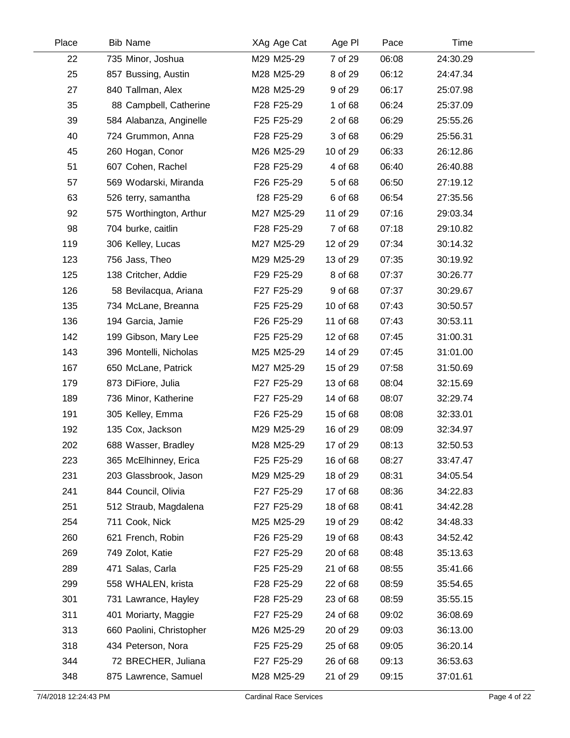| Place | Bib | Name | XAg | Age Cat | Age Pl | Pace | Time |
|---|---|---|---|---|---|---|---|
| 22 | 735 | Minor, Joshua | M29 | M25-29 | 7 of 29 | 06:08 | 24:30.29 |
| 25 | 857 | Bussing, Austin | M28 | M25-29 | 8 of 29 | 06:12 | 24:47.34 |
| 27 | 840 | Tallman, Alex | M28 | M25-29 | 9 of 29 | 06:17 | 25:07.98 |
| 35 | 88 | Campbell, Catherine | F28 | F25-29 | 1 of 68 | 06:24 | 25:37.09 |
| 39 | 584 | Alabanza, Anginelle | F25 | F25-29 | 2 of 68 | 06:29 | 25:55.26 |
| 40 | 724 | Grummon, Anna | F28 | F25-29 | 3 of 68 | 06:29 | 25:56.31 |
| 45 | 260 | Hogan, Conor | M26 | M25-29 | 10 of 29 | 06:33 | 26:12.86 |
| 51 | 607 | Cohen, Rachel | F28 | F25-29 | 4 of 68 | 06:40 | 26:40.88 |
| 57 | 569 | Wodarski, Miranda | F26 | F25-29 | 5 of 68 | 06:50 | 27:19.12 |
| 63 | 526 | terry, samantha | f28 | F25-29 | 6 of 68 | 06:54 | 27:35.56 |
| 92 | 575 | Worthington, Arthur | M27 | M25-29 | 11 of 29 | 07:16 | 29:03.34 |
| 98 | 704 | burke, caitlin | F28 | F25-29 | 7 of 68 | 07:18 | 29:10.82 |
| 119 | 306 | Kelley, Lucas | M27 | M25-29 | 12 of 29 | 07:34 | 30:14.32 |
| 123 | 756 | Jass, Theo | M29 | M25-29 | 13 of 29 | 07:35 | 30:19.92 |
| 125 | 138 | Critcher, Addie | F29 | F25-29 | 8 of 68 | 07:37 | 30:26.77 |
| 126 | 58 | Bevilacqua, Ariana | F27 | F25-29 | 9 of 68 | 07:37 | 30:29.67 |
| 135 | 734 | McLane, Breanna | F25 | F25-29 | 10 of 68 | 07:43 | 30:50.57 |
| 136 | 194 | Garcia, Jamie | F26 | F25-29 | 11 of 68 | 07:43 | 30:53.11 |
| 142 | 199 | Gibson, Mary Lee | F25 | F25-29 | 12 of 68 | 07:45 | 31:00.31 |
| 143 | 396 | Montelli, Nicholas | M25 | M25-29 | 14 of 29 | 07:45 | 31:01.00 |
| 167 | 650 | McLane, Patrick | M27 | M25-29 | 15 of 29 | 07:58 | 31:50.69 |
| 179 | 873 | DiFiore, Julia | F27 | F25-29 | 13 of 68 | 08:04 | 32:15.69 |
| 189 | 736 | Minor, Katherine | F27 | F25-29 | 14 of 68 | 08:07 | 32:29.74 |
| 191 | 305 | Kelley, Emma | F26 | F25-29 | 15 of 68 | 08:08 | 32:33.01 |
| 192 | 135 | Cox, Jackson | M29 | M25-29 | 16 of 29 | 08:09 | 32:34.97 |
| 202 | 688 | Wasser, Bradley | M28 | M25-29 | 17 of 29 | 08:13 | 32:50.53 |
| 223 | 365 | McElhinney, Erica | F25 | F25-29 | 16 of 68 | 08:27 | 33:47.47 |
| 231 | 203 | Glassbrook, Jason | M29 | M25-29 | 18 of 29 | 08:31 | 34:05.54 |
| 241 | 844 | Council, Olivia | F27 | F25-29 | 17 of 68 | 08:36 | 34:22.83 |
| 251 | 512 | Straub, Magdalena | F27 | F25-29 | 18 of 68 | 08:41 | 34:42.28 |
| 254 | 711 | Cook, Nick | M25 | M25-29 | 19 of 29 | 08:42 | 34:48.33 |
| 260 | 621 | French, Robin | F26 | F25-29 | 19 of 68 | 08:43 | 34:52.42 |
| 269 | 749 | Zolot, Katie | F27 | F25-29 | 20 of 68 | 08:48 | 35:13.63 |
| 289 | 471 | Salas, Carla | F25 | F25-29 | 21 of 68 | 08:55 | 35:41.66 |
| 299 | 558 | WHALEN, krista | F28 | F25-29 | 22 of 68 | 08:59 | 35:54.65 |
| 301 | 731 | Lawrance, Hayley | F28 | F25-29 | 23 of 68 | 08:59 | 35:55.15 |
| 311 | 401 | Moriarty, Maggie | F27 | F25-29 | 24 of 68 | 09:02 | 36:08.69 |
| 313 | 660 | Paolini, Christopher | M26 | M25-29 | 20 of 29 | 09:03 | 36:13.00 |
| 318 | 434 | Peterson, Nora | F25 | F25-29 | 25 of 68 | 09:05 | 36:20.14 |
| 344 | 72 | BRECHER, Juliana | F27 | F25-29 | 26 of 68 | 09:13 | 36:53.63 |
| 348 | 875 | Lawrence, Samuel | M28 | M25-29 | 21 of 29 | 09:15 | 37:01.61 |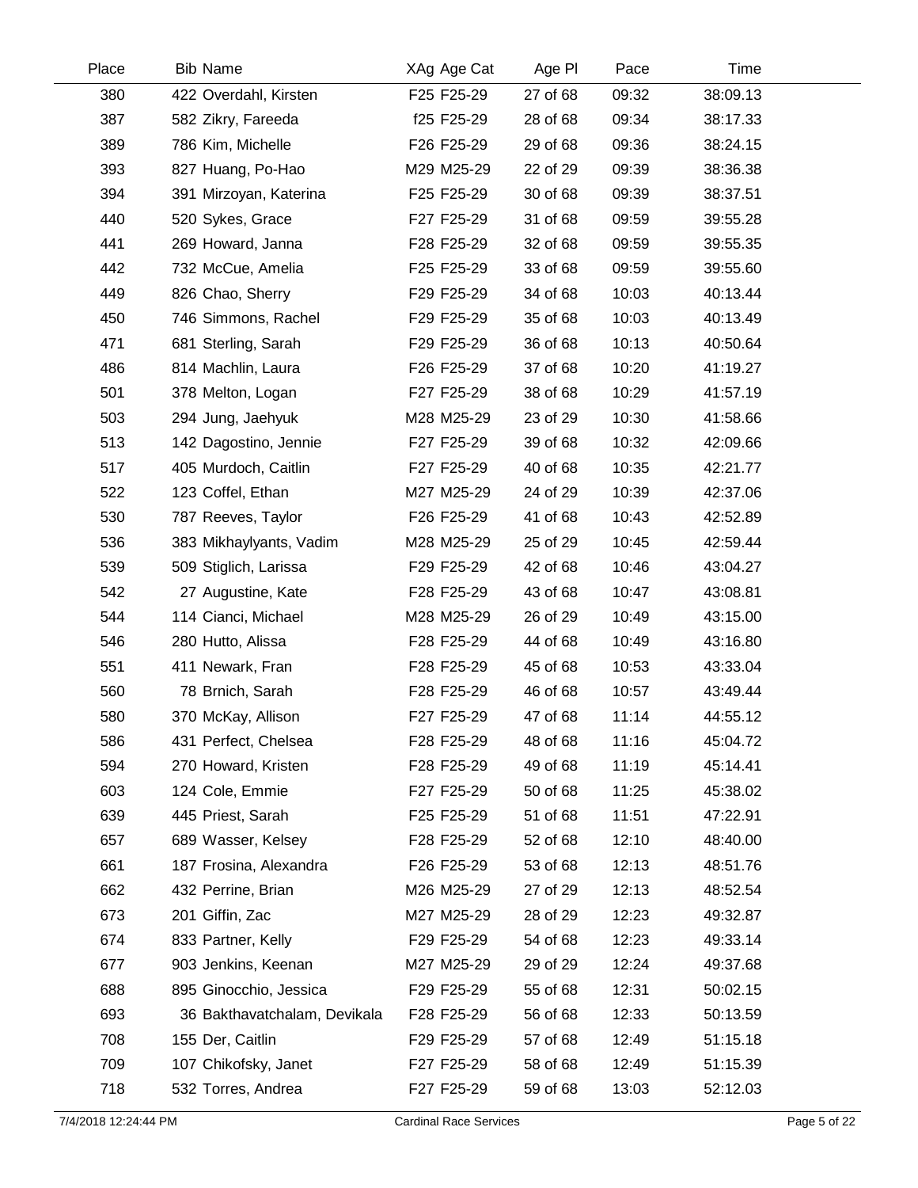| Place | Bib | Name | XAg | Age Cat | Age Pl | Pace | Time |
|---|---|---|---|---|---|---|---|
| 380 | 422 | Overdahl, Kirsten | F25 | F25-29 | 27 of 68 | 09:32 | 38:09.13 |
| 387 | 582 | Zikry, Fareeda | f25 | F25-29 | 28 of 68 | 09:34 | 38:17.33 |
| 389 | 786 | Kim, Michelle | F26 | F25-29 | 29 of 68 | 09:36 | 38:24.15 |
| 393 | 827 | Huang, Po-Hao | M29 | M25-29 | 22 of 29 | 09:39 | 38:36.38 |
| 394 | 391 | Mirzoyan, Katerina | F25 | F25-29 | 30 of 68 | 09:39 | 38:37.51 |
| 440 | 520 | Sykes, Grace | F27 | F25-29 | 31 of 68 | 09:59 | 39:55.28 |
| 441 | 269 | Howard, Janna | F28 | F25-29 | 32 of 68 | 09:59 | 39:55.35 |
| 442 | 732 | McCue, Amelia | F25 | F25-29 | 33 of 68 | 09:59 | 39:55.60 |
| 449 | 826 | Chao, Sherry | F29 | F25-29 | 34 of 68 | 10:03 | 40:13.44 |
| 450 | 746 | Simmons, Rachel | F29 | F25-29 | 35 of 68 | 10:03 | 40:13.49 |
| 471 | 681 | Sterling, Sarah | F29 | F25-29 | 36 of 68 | 10:13 | 40:50.64 |
| 486 | 814 | Machlin, Laura | F26 | F25-29 | 37 of 68 | 10:20 | 41:19.27 |
| 501 | 378 | Melton, Logan | F27 | F25-29 | 38 of 68 | 10:29 | 41:57.19 |
| 503 | 294 | Jung, Jaehyuk | M28 | M25-29 | 23 of 29 | 10:30 | 41:58.66 |
| 513 | 142 | Dagostino, Jennie | F27 | F25-29 | 39 of 68 | 10:32 | 42:09.66 |
| 517 | 405 | Murdoch, Caitlin | F27 | F25-29 | 40 of 68 | 10:35 | 42:21.77 |
| 522 | 123 | Coffel, Ethan | M27 | M25-29 | 24 of 29 | 10:39 | 42:37.06 |
| 530 | 787 | Reeves, Taylor | F26 | F25-29 | 41 of 68 | 10:43 | 42:52.89 |
| 536 | 383 | Mikhaylyants, Vadim | M28 | M25-29 | 25 of 29 | 10:45 | 42:59.44 |
| 539 | 509 | Stiglich, Larissa | F29 | F25-29 | 42 of 68 | 10:46 | 43:04.27 |
| 542 | 27 | Augustine, Kate | F28 | F25-29 | 43 of 68 | 10:47 | 43:08.81 |
| 544 | 114 | Cianci, Michael | M28 | M25-29 | 26 of 29 | 10:49 | 43:15.00 |
| 546 | 280 | Hutto, Alissa | F28 | F25-29 | 44 of 68 | 10:49 | 43:16.80 |
| 551 | 411 | Newark, Fran | F28 | F25-29 | 45 of 68 | 10:53 | 43:33.04 |
| 560 | 78 | Brnich, Sarah | F28 | F25-29 | 46 of 68 | 10:57 | 43:49.44 |
| 580 | 370 | McKay, Allison | F27 | F25-29 | 47 of 68 | 11:14 | 44:55.12 |
| 586 | 431 | Perfect, Chelsea | F28 | F25-29 | 48 of 68 | 11:16 | 45:04.72 |
| 594 | 270 | Howard, Kristen | F28 | F25-29 | 49 of 68 | 11:19 | 45:14.41 |
| 603 | 124 | Cole, Emmie | F27 | F25-29 | 50 of 68 | 11:25 | 45:38.02 |
| 639 | 445 | Priest, Sarah | F25 | F25-29 | 51 of 68 | 11:51 | 47:22.91 |
| 657 | 689 | Wasser, Kelsey | F28 | F25-29 | 52 of 68 | 12:10 | 48:40.00 |
| 661 | 187 | Frosina, Alexandra | F26 | F25-29 | 53 of 68 | 12:13 | 48:51.76 |
| 662 | 432 | Perrine, Brian | M26 | M25-29 | 27 of 29 | 12:13 | 48:52.54 |
| 673 | 201 | Giffin, Zac | M27 | M25-29 | 28 of 29 | 12:23 | 49:32.87 |
| 674 | 833 | Partner, Kelly | F29 | F25-29 | 54 of 68 | 12:23 | 49:33.14 |
| 677 | 903 | Jenkins, Keenan | M27 | M25-29 | 29 of 29 | 12:24 | 49:37.68 |
| 688 | 895 | Ginocchio, Jessica | F29 | F25-29 | 55 of 68 | 12:31 | 50:02.15 |
| 693 | 36 | Bakthavatchalam, Devikala | F28 | F25-29 | 56 of 68 | 12:33 | 50:13.59 |
| 708 | 155 | Der, Caitlin | F29 | F25-29 | 57 of 68 | 12:49 | 51:15.18 |
| 709 | 107 | Chikofsky, Janet | F27 | F25-29 | 58 of 68 | 12:49 | 51:15.39 |
| 718 | 532 | Torres, Andrea | F27 | F25-29 | 59 of 68 | 13:03 | 52:12.03 |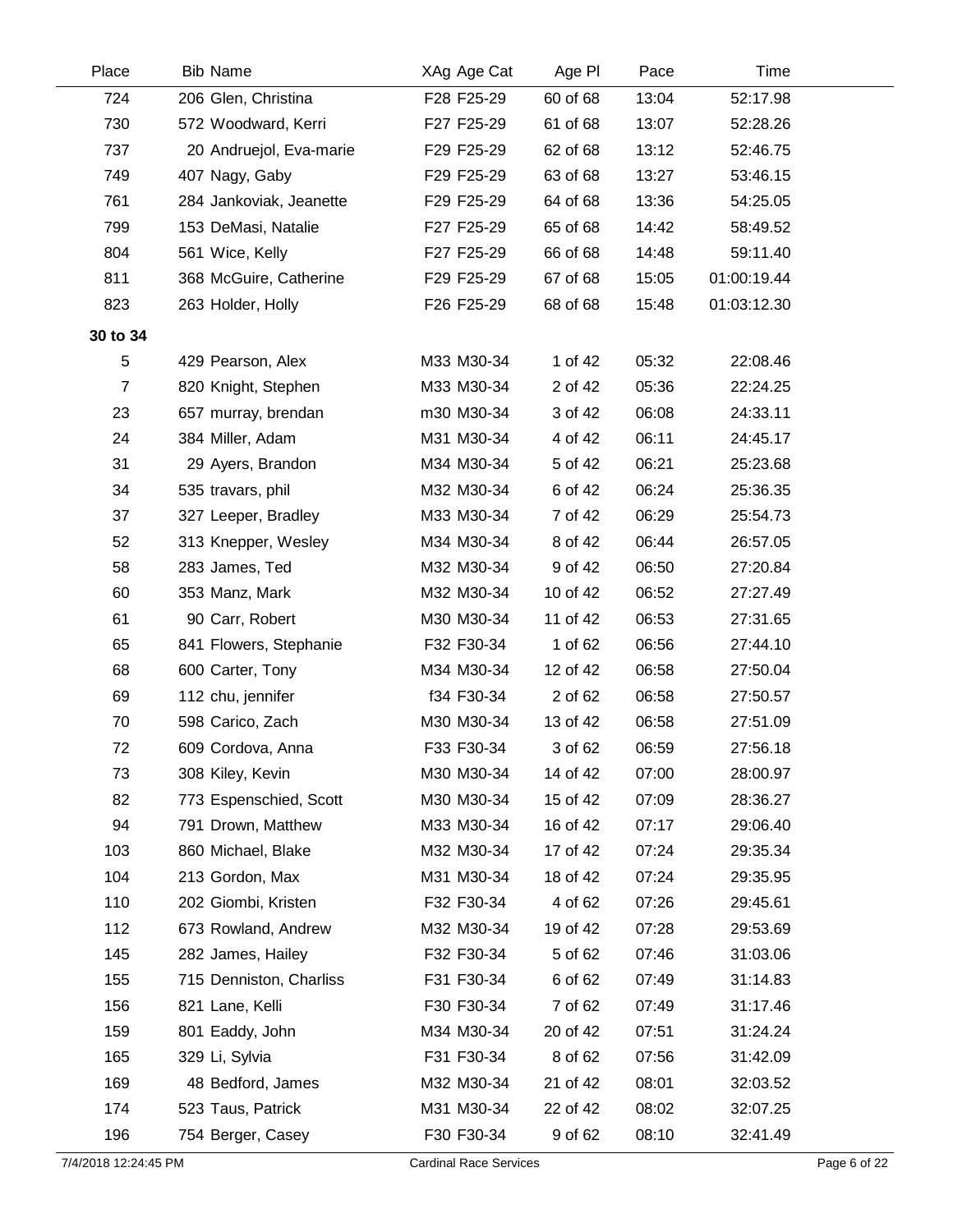| Place | Bib | Name | XAg | Age Cat | Age Pl | Pace | Time |
|---|---|---|---|---|---|---|---|
| 724 | 206 | Glen, Christina | F28 | F25-29 | 60 of 68 | 13:04 | 52:17.98 |
| 730 | 572 | Woodward, Kerri | F27 | F25-29 | 61 of 68 | 13:07 | 52:28.26 |
| 737 | 20 | Andruejol, Eva-marie | F29 | F25-29 | 62 of 68 | 13:12 | 52:46.75 |
| 749 | 407 | Nagy, Gaby | F29 | F25-29 | 63 of 68 | 13:27 | 53:46.15 |
| 761 | 284 | Jankoviak, Jeanette | F29 | F25-29 | 64 of 68 | 13:36 | 54:25.05 |
| 799 | 153 | DeMasi, Natalie | F27 | F25-29 | 65 of 68 | 14:42 | 58:49.52 |
| 804 | 561 | Wice, Kelly | F27 | F25-29 | 66 of 68 | 14:48 | 59:11.40 |
| 811 | 368 | McGuire, Catherine | F29 | F25-29 | 67 of 68 | 15:05 | 01:00:19.44 |
| 823 | 263 | Holder, Holly | F26 | F25-29 | 68 of 68 | 15:48 | 01:03:12.30 |
| **30 to 34** | | | | | | | |
| 5 | 429 | Pearson, Alex | M33 | M30-34 | 1 of 42 | 05:32 | 22:08.46 |
| 7 | 820 | Knight, Stephen | M33 | M30-34 | 2 of 42 | 05:36 | 22:24.25 |
| 23 | 657 | murray, brendan | m30 | M30-34 | 3 of 42 | 06:08 | 24:33.11 |
| 24 | 384 | Miller, Adam | M31 | M30-34 | 4 of 42 | 06:11 | 24:45.17 |
| 31 | 29 | Ayers, Brandon | M34 | M30-34 | 5 of 42 | 06:21 | 25:23.68 |
| 34 | 535 | travars, phil | M32 | M30-34 | 6 of 42 | 06:24 | 25:36.35 |
| 37 | 327 | Leeper, Bradley | M33 | M30-34 | 7 of 42 | 06:29 | 25:54.73 |
| 52 | 313 | Knepper, Wesley | M34 | M30-34 | 8 of 42 | 06:44 | 26:57.05 |
| 58 | 283 | James, Ted | M32 | M30-34 | 9 of 42 | 06:50 | 27:20.84 |
| 60 | 353 | Manz, Mark | M32 | M30-34 | 10 of 42 | 06:52 | 27:27.49 |
| 61 | 90 | Carr, Robert | M30 | M30-34 | 11 of 42 | 06:53 | 27:31.65 |
| 65 | 841 | Flowers, Stephanie | F32 | F30-34 | 1 of 62 | 06:56 | 27:44.10 |
| 68 | 600 | Carter, Tony | M34 | M30-34 | 12 of 42 | 06:58 | 27:50.04 |
| 69 | 112 | chu, jennifer | f34 | F30-34 | 2 of 62 | 06:58 | 27:50.57 |
| 70 | 598 | Carico, Zach | M30 | M30-34 | 13 of 42 | 06:58 | 27:51.09 |
| 72 | 609 | Cordova, Anna | F33 | F30-34 | 3 of 62 | 06:59 | 27:56.18 |
| 73 | 308 | Kiley, Kevin | M30 | M30-34 | 14 of 42 | 07:00 | 28:00.97 |
| 82 | 773 | Espenschied, Scott | M30 | M30-34 | 15 of 42 | 07:09 | 28:36.27 |
| 94 | 791 | Drown, Matthew | M33 | M30-34 | 16 of 42 | 07:17 | 29:06.40 |
| 103 | 860 | Michael, Blake | M32 | M30-34 | 17 of 42 | 07:24 | 29:35.34 |
| 104 | 213 | Gordon, Max | M31 | M30-34 | 18 of 42 | 07:24 | 29:35.95 |
| 110 | 202 | Giombi, Kristen | F32 | F30-34 | 4 of 62 | 07:26 | 29:45.61 |
| 112 | 673 | Rowland, Andrew | M32 | M30-34 | 19 of 42 | 07:28 | 29:53.69 |
| 145 | 282 | James, Hailey | F32 | F30-34 | 5 of 62 | 07:46 | 31:03.06 |
| 155 | 715 | Denniston, Charliss | F31 | F30-34 | 6 of 62 | 07:49 | 31:14.83 |
| 156 | 821 | Lane, Kelli | F30 | F30-34 | 7 of 62 | 07:49 | 31:17.46 |
| 159 | 801 | Eaddy, John | M34 | M30-34 | 20 of 42 | 07:51 | 31:24.24 |
| 165 | 329 | Li, Sylvia | F31 | F30-34 | 8 of 62 | 07:56 | 31:42.09 |
| 169 | 48 | Bedford, James | M32 | M30-34 | 21 of 42 | 08:01 | 32:03.52 |
| 174 | 523 | Taus, Patrick | M31 | M30-34 | 22 of 42 | 08:02 | 32:07.25 |
| 196 | 754 | Berger, Casey | F30 | F30-34 | 9 of 62 | 08:10 | 32:41.49 |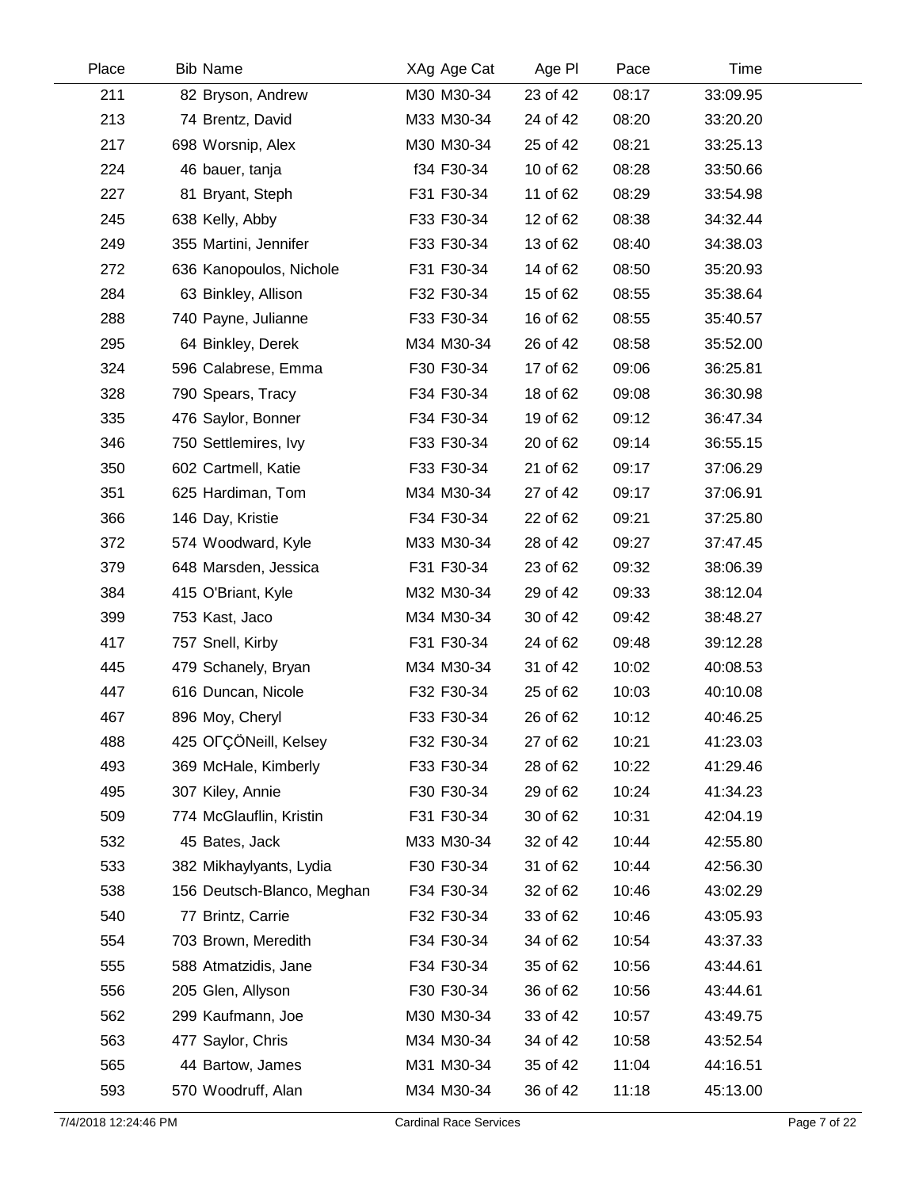| Place | Bib | Name | XAg | Age Cat | Age Pl | Pace | Time |
|---|---|---|---|---|---|---|---|
| 211 | 82 | Bryson, Andrew | M30 | M30-34 | 23 of 42 | 08:17 | 33:09.95 |
| 213 | 74 | Brentz, David | M33 | M30-34 | 24 of 42 | 08:20 | 33:20.20 |
| 217 | 698 | Worsnip, Alex | M30 | M30-34 | 25 of 42 | 08:21 | 33:25.13 |
| 224 | 46 | bauer, tanja | f34 | F30-34 | 10 of 62 | 08:28 | 33:50.66 |
| 227 | 81 | Bryant, Steph | F31 | F30-34 | 11 of 62 | 08:29 | 33:54.98 |
| 245 | 638 | Kelly, Abby | F33 | F30-34 | 12 of 62 | 08:38 | 34:32.44 |
| 249 | 355 | Martini, Jennifer | F33 | F30-34 | 13 of 62 | 08:40 | 34:38.03 |
| 272 | 636 | Kanopoulos, Nichole | F31 | F30-34 | 14 of 62 | 08:50 | 35:20.93 |
| 284 | 63 | Binkley, Allison | F32 | F30-34 | 15 of 62 | 08:55 | 35:38.64 |
| 288 | 740 | Payne, Julianne | F33 | F30-34 | 16 of 62 | 08:55 | 35:40.57 |
| 295 | 64 | Binkley, Derek | M34 | M30-34 | 26 of 42 | 08:58 | 35:52.00 |
| 324 | 596 | Calabrese, Emma | F30 | F30-34 | 17 of 62 | 09:06 | 36:25.81 |
| 328 | 790 | Spears, Tracy | F34 | F30-34 | 18 of 62 | 09:08 | 36:30.98 |
| 335 | 476 | Saylor, Bonner | F34 | F30-34 | 19 of 62 | 09:12 | 36:47.34 |
| 346 | 750 | Settlemires, Ivy | F33 | F30-34 | 20 of 62 | 09:14 | 36:55.15 |
| 350 | 602 | Cartmell, Katie | F33 | F30-34 | 21 of 62 | 09:17 | 37:06.29 |
| 351 | 625 | Hardiman, Tom | M34 | M30-34 | 27 of 42 | 09:17 | 37:06.91 |
| 366 | 146 | Day, Kristie | F34 | F30-34 | 22 of 62 | 09:21 | 37:25.80 |
| 372 | 574 | Woodward, Kyle | M33 | M30-34 | 28 of 42 | 09:27 | 37:47.45 |
| 379 | 648 | Marsden, Jessica | F31 | F30-34 | 23 of 62 | 09:32 | 38:06.39 |
| 384 | 415 | O'Briant, Kyle | M32 | M30-34 | 29 of 42 | 09:33 | 38:12.04 |
| 399 | 753 | Kast, Jaco | M34 | M30-34 | 30 of 42 | 09:42 | 38:48.27 |
| 417 | 757 | Snell, Kirby | F31 | F30-34 | 24 of 62 | 09:48 | 39:12.28 |
| 445 | 479 | Schanely, Bryan | M34 | M30-34 | 31 of 42 | 10:02 | 40:08.53 |
| 447 | 616 | Duncan, Nicole | F32 | F30-34 | 25 of 62 | 10:03 | 40:10.08 |
| 467 | 896 | Moy, Cheryl | F33 | F30-34 | 26 of 62 | 10:12 | 40:46.25 |
| 488 | 425 | OΓÇÖNeill, Kelsey | F32 | F30-34 | 27 of 62 | 10:21 | 41:23.03 |
| 493 | 369 | McHale, Kimberly | F33 | F30-34 | 28 of 62 | 10:22 | 41:29.46 |
| 495 | 307 | Kiley, Annie | F30 | F30-34 | 29 of 62 | 10:24 | 41:34.23 |
| 509 | 774 | McGlauflin, Kristin | F31 | F30-34 | 30 of 62 | 10:31 | 42:04.19 |
| 532 | 45 | Bates, Jack | M33 | M30-34 | 32 of 42 | 10:44 | 42:55.80 |
| 533 | 382 | Mikhaylyants, Lydia | F30 | F30-34 | 31 of 62 | 10:44 | 42:56.30 |
| 538 | 156 | Deutsch-Blanco, Meghan | F34 | F30-34 | 32 of 62 | 10:46 | 43:02.29 |
| 540 | 77 | Brintz, Carrie | F32 | F30-34 | 33 of 62 | 10:46 | 43:05.93 |
| 554 | 703 | Brown, Meredith | F34 | F30-34 | 34 of 62 | 10:54 | 43:37.33 |
| 555 | 588 | Atmatzidis, Jane | F34 | F30-34 | 35 of 62 | 10:56 | 43:44.61 |
| 556 | 205 | Glen, Allyson | F30 | F30-34 | 36 of 62 | 10:56 | 43:44.61 |
| 562 | 299 | Kaufmann, Joe | M30 | M30-34 | 33 of 42 | 10:57 | 43:49.75 |
| 563 | 477 | Saylor, Chris | M34 | M30-34 | 34 of 42 | 10:58 | 43:52.54 |
| 565 | 44 | Bartow, James | M31 | M30-34 | 35 of 42 | 11:04 | 44:16.51 |
| 593 | 570 | Woodruff, Alan | M34 | M30-34 | 36 of 42 | 11:18 | 45:13.00 |

7/4/2018 12:24:46 PM — Cardinal Race Services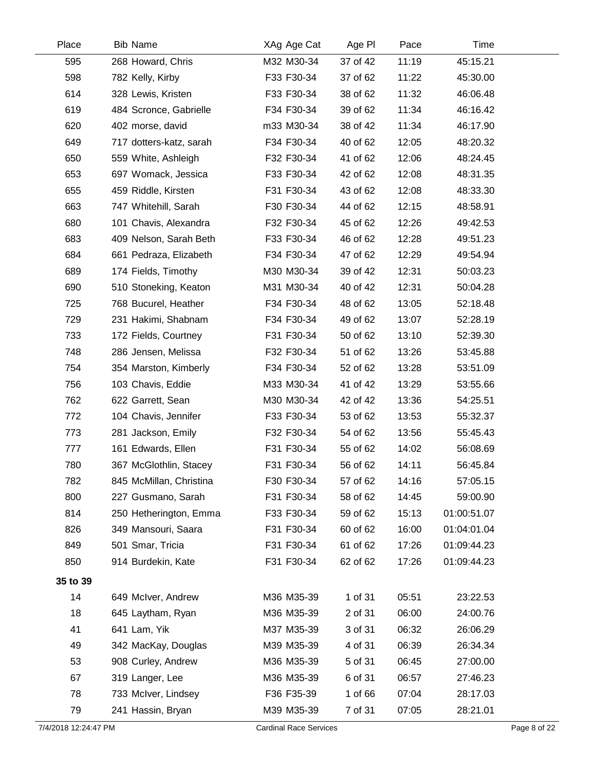| Place | Bib Name | XAg Age Cat | Age Pl | Pace | Time |
|---|---|---|---|---|---|
| 595 | 268 Howard, Chris | M32 M30-34 | 37 of 42 | 11:19 | 45:15.21 |
| 598 | 782 Kelly, Kirby | F33 F30-34 | 37 of 62 | 11:22 | 45:30.00 |
| 614 | 328 Lewis, Kristen | F33 F30-34 | 38 of 62 | 11:32 | 46:06.48 |
| 619 | 484 Scronce, Gabrielle | F34 F30-34 | 39 of 62 | 11:34 | 46:16.42 |
| 620 | 402 morse, david | m33 M30-34 | 38 of 42 | 11:34 | 46:17.90 |
| 649 | 717 dotters-katz, sarah | F34 F30-34 | 40 of 62 | 12:05 | 48:20.32 |
| 650 | 559 White, Ashleigh | F32 F30-34 | 41 of 62 | 12:06 | 48:24.45 |
| 653 | 697 Womack, Jessica | F33 F30-34 | 42 of 62 | 12:08 | 48:31.35 |
| 655 | 459 Riddle, Kirsten | F31 F30-34 | 43 of 62 | 12:08 | 48:33.30 |
| 663 | 747 Whitehill, Sarah | F30 F30-34 | 44 of 62 | 12:15 | 48:58.91 |
| 680 | 101 Chavis, Alexandra | F32 F30-34 | 45 of 62 | 12:26 | 49:42.53 |
| 683 | 409 Nelson, Sarah Beth | F33 F30-34 | 46 of 62 | 12:28 | 49:51.23 |
| 684 | 661 Pedraza, Elizabeth | F34 F30-34 | 47 of 62 | 12:29 | 49:54.94 |
| 689 | 174 Fields, Timothy | M30 M30-34 | 39 of 42 | 12:31 | 50:03.23 |
| 690 | 510 Stoneking, Keaton | M31 M30-34 | 40 of 42 | 12:31 | 50:04.28 |
| 725 | 768 Bucurel, Heather | F34 F30-34 | 48 of 62 | 13:05 | 52:18.48 |
| 729 | 231 Hakimi, Shabnam | F34 F30-34 | 49 of 62 | 13:07 | 52:28.19 |
| 733 | 172 Fields, Courtney | F31 F30-34 | 50 of 62 | 13:10 | 52:39.30 |
| 748 | 286 Jensen, Melissa | F32 F30-34 | 51 of 62 | 13:26 | 53:45.88 |
| 754 | 354 Marston, Kimberly | F34 F30-34 | 52 of 62 | 13:28 | 53:51.09 |
| 756 | 103 Chavis, Eddie | M33 M30-34 | 41 of 42 | 13:29 | 53:55.66 |
| 762 | 622 Garrett, Sean | M30 M30-34 | 42 of 42 | 13:36 | 54:25.51 |
| 772 | 104 Chavis, Jennifer | F33 F30-34 | 53 of 62 | 13:53 | 55:32.37 |
| 773 | 281 Jackson, Emily | F32 F30-34 | 54 of 62 | 13:56 | 55:45.43 |
| 777 | 161 Edwards, Ellen | F31 F30-34 | 55 of 62 | 14:02 | 56:08.69 |
| 780 | 367 McGlothlin, Stacey | F31 F30-34 | 56 of 62 | 14:11 | 56:45.84 |
| 782 | 845 McMillan, Christina | F30 F30-34 | 57 of 62 | 14:16 | 57:05.15 |
| 800 | 227 Gusmano, Sarah | F31 F30-34 | 58 of 62 | 14:45 | 59:00.90 |
| 814 | 250 Hetherington, Emma | F33 F30-34 | 59 of 62 | 15:13 | 01:00:51.07 |
| 826 | 349 Mansouri, Saara | F31 F30-34 | 60 of 62 | 16:00 | 01:04:01.04 |
| 849 | 501 Smar, Tricia | F31 F30-34 | 61 of 62 | 17:26 | 01:09:44.23 |
| 850 | 914 Burdekin, Kate | F31 F30-34 | 62 of 62 | 17:26 | 01:09:44.23 |
| **35 to 39** | | | | | |
| 14 | 649 McIver, Andrew | M36 M35-39 | 1 of 31 | 05:51 | 23:22.53 |
| 18 | 645 Laytham, Ryan | M36 M35-39 | 2 of 31 | 06:00 | 24:00.76 |
| 41 | 641 Lam, Yik | M37 M35-39 | 3 of 31 | 06:32 | 26:06.29 |
| 49 | 342 MacKay, Douglas | M39 M35-39 | 4 of 31 | 06:39 | 26:34.34 |
| 53 | 908 Curley, Andrew | M36 M35-39 | 5 of 31 | 06:45 | 27:00.00 |
| 67 | 319 Langer, Lee | M36 M35-39 | 6 of 31 | 06:57 | 27:46.23 |
| 78 | 733 McIver, Lindsey | F36 F35-39 | 1 of 66 | 07:04 | 28:17.03 |
| 79 | 241 Hassin, Bryan | M39 M35-39 | 7 of 31 | 07:05 | 28:21.01 |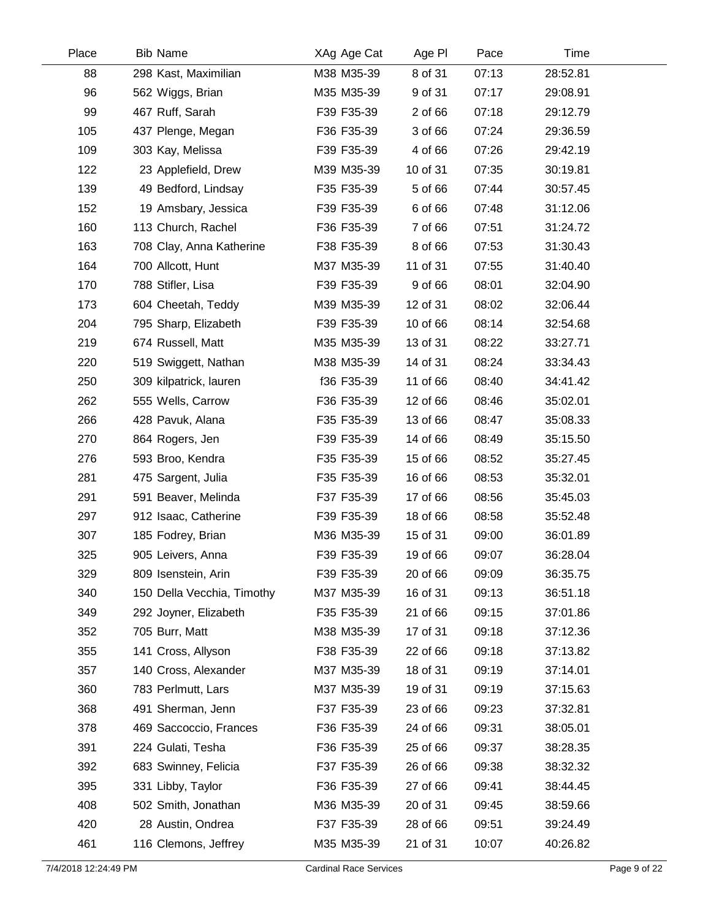| Place | Bib | Name | XAg | Age Cat | Age Pl | Pace | Time |
|---|---|---|---|---|---|---|---|
| 88 | 298 | Kast, Maximilian | M38 | M35-39 | 8 of 31 | 07:13 | 28:52.81 |
| 96 | 562 | Wiggs, Brian | M35 | M35-39 | 9 of 31 | 07:17 | 29:08.91 |
| 99 | 467 | Ruff, Sarah | F39 | F35-39 | 2 of 66 | 07:18 | 29:12.79 |
| 105 | 437 | Plenge, Megan | F36 | F35-39 | 3 of 66 | 07:24 | 29:36.59 |
| 109 | 303 | Kay, Melissa | F39 | F35-39 | 4 of 66 | 07:26 | 29:42.19 |
| 122 | 23 | Applefield, Drew | M39 | M35-39 | 10 of 31 | 07:35 | 30:19.81 |
| 139 | 49 | Bedford, Lindsay | F35 | F35-39 | 5 of 66 | 07:44 | 30:57.45 |
| 152 | 19 | Amsbary, Jessica | F39 | F35-39 | 6 of 66 | 07:48 | 31:12.06 |
| 160 | 113 | Church, Rachel | F36 | F35-39 | 7 of 66 | 07:51 | 31:24.72 |
| 163 | 708 | Clay, Anna Katherine | F38 | F35-39 | 8 of 66 | 07:53 | 31:30.43 |
| 164 | 700 | Allcott, Hunt | M37 | M35-39 | 11 of 31 | 07:55 | 31:40.40 |
| 170 | 788 | Stifler, Lisa | F39 | F35-39 | 9 of 66 | 08:01 | 32:04.90 |
| 173 | 604 | Cheetah, Teddy | M39 | M35-39 | 12 of 31 | 08:02 | 32:06.44 |
| 204 | 795 | Sharp, Elizabeth | F39 | F35-39 | 10 of 66 | 08:14 | 32:54.68 |
| 219 | 674 | Russell, Matt | M35 | M35-39 | 13 of 31 | 08:22 | 33:27.71 |
| 220 | 519 | Swiggett, Nathan | M38 | M35-39 | 14 of 31 | 08:24 | 33:34.43 |
| 250 | 309 | kilpatrick, lauren | f36 | F35-39 | 11 of 66 | 08:40 | 34:41.42 |
| 262 | 555 | Wells, Carrow | F36 | F35-39 | 12 of 66 | 08:46 | 35:02.01 |
| 266 | 428 | Pavuk, Alana | F35 | F35-39 | 13 of 66 | 08:47 | 35:08.33 |
| 270 | 864 | Rogers, Jen | F39 | F35-39 | 14 of 66 | 08:49 | 35:15.50 |
| 276 | 593 | Broo, Kendra | F35 | F35-39 | 15 of 66 | 08:52 | 35:27.45 |
| 281 | 475 | Sargent, Julia | F35 | F35-39 | 16 of 66 | 08:53 | 35:32.01 |
| 291 | 591 | Beaver, Melinda | F37 | F35-39 | 17 of 66 | 08:56 | 35:45.03 |
| 297 | 912 | Isaac, Catherine | F39 | F35-39 | 18 of 66 | 08:58 | 35:52.48 |
| 307 | 185 | Fodrey, Brian | M36 | M35-39 | 15 of 31 | 09:00 | 36:01.89 |
| 325 | 905 | Leivers, Anna | F39 | F35-39 | 19 of 66 | 09:07 | 36:28.04 |
| 329 | 809 | Isenstein, Arin | F39 | F35-39 | 20 of 66 | 09:09 | 36:35.75 |
| 340 | 150 | Della Vecchia, Timothy | M37 | M35-39 | 16 of 31 | 09:13 | 36:51.18 |
| 349 | 292 | Joyner, Elizabeth | F35 | F35-39 | 21 of 66 | 09:15 | 37:01.86 |
| 352 | 705 | Burr, Matt | M38 | M35-39 | 17 of 31 | 09:18 | 37:12.36 |
| 355 | 141 | Cross, Allyson | F38 | F35-39 | 22 of 66 | 09:18 | 37:13.82 |
| 357 | 140 | Cross, Alexander | M37 | M35-39 | 18 of 31 | 09:19 | 37:14.01 |
| 360 | 783 | Perlmutt, Lars | M37 | M35-39 | 19 of 31 | 09:19 | 37:15.63 |
| 368 | 491 | Sherman, Jenn | F37 | F35-39 | 23 of 66 | 09:23 | 37:32.81 |
| 378 | 469 | Saccoccio, Frances | F36 | F35-39 | 24 of 66 | 09:31 | 38:05.01 |
| 391 | 224 | Gulati, Tesha | F36 | F35-39 | 25 of 66 | 09:37 | 38:28.35 |
| 392 | 683 | Swinney, Felicia | F37 | F35-39 | 26 of 66 | 09:38 | 38:32.32 |
| 395 | 331 | Libby, Taylor | F36 | F35-39 | 27 of 66 | 09:41 | 38:44.45 |
| 408 | 502 | Smith, Jonathan | M36 | M35-39 | 20 of 31 | 09:45 | 38:59.66 |
| 420 | 28 | Austin, Ondrea | F37 | F35-39 | 28 of 66 | 09:51 | 39:24.49 |
| 461 | 116 | Clemons, Jeffrey | M35 | M35-39 | 21 of 31 | 10:07 | 40:26.82 |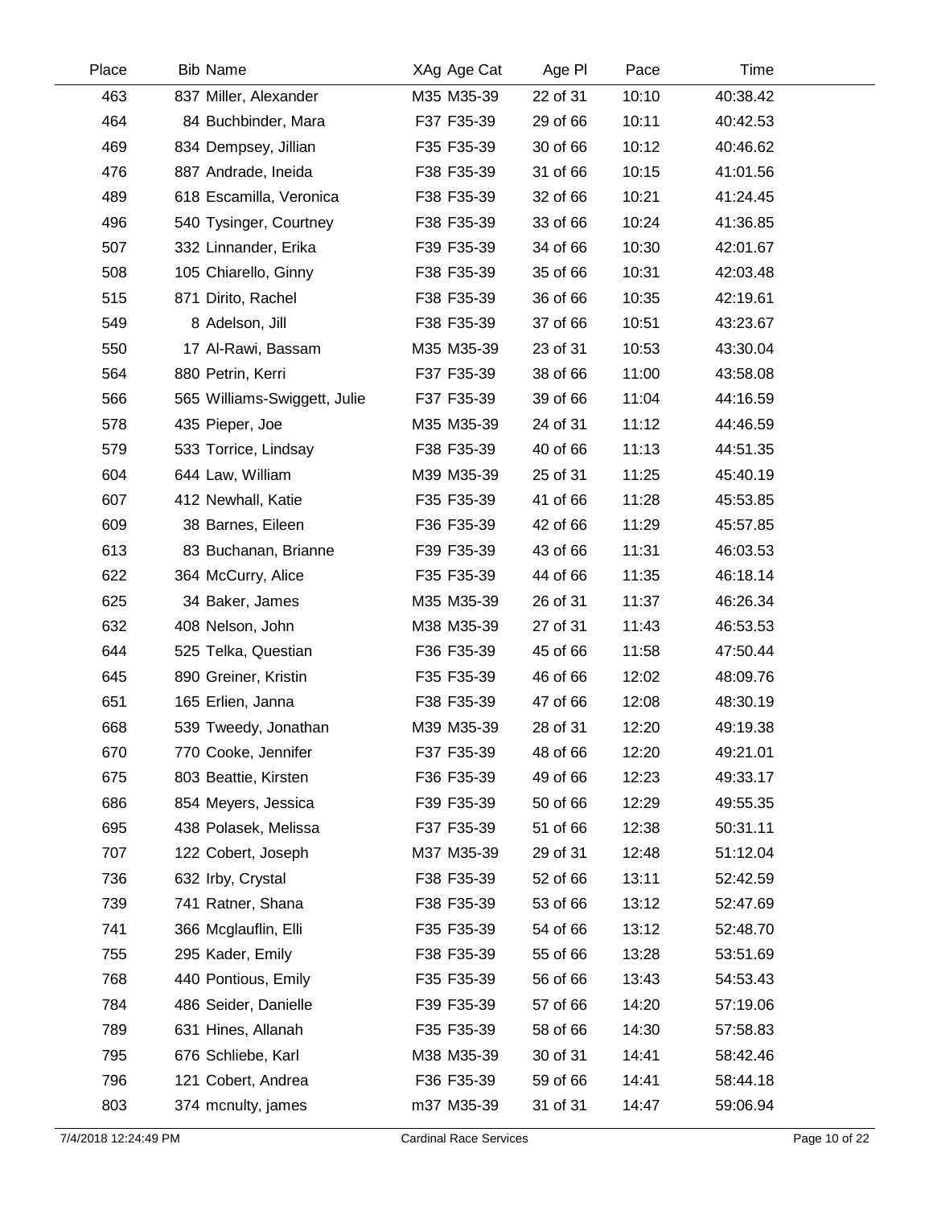| Place | Bib | Name | XAg | Age Cat | Age Pl | Pace | Time |
|---|---|---|---|---|---|---|---|
| 463 | 837 | Miller, Alexander | M35 | M35-39 | 22 of 31 | 10:10 | 40:38.42 |
| 464 | 84 | Buchbinder, Mara | F37 | F35-39 | 29 of 66 | 10:11 | 40:42.53 |
| 469 | 834 | Dempsey, Jillian | F35 | F35-39 | 30 of 66 | 10:12 | 40:46.62 |
| 476 | 887 | Andrade, Ineida | F38 | F35-39 | 31 of 66 | 10:15 | 41:01.56 |
| 489 | 618 | Escamilla, Veronica | F38 | F35-39 | 32 of 66 | 10:21 | 41:24.45 |
| 496 | 540 | Tysinger, Courtney | F38 | F35-39 | 33 of 66 | 10:24 | 41:36.85 |
| 507 | 332 | Linnander, Erika | F39 | F35-39 | 34 of 66 | 10:30 | 42:01.67 |
| 508 | 105 | Chiarello, Ginny | F38 | F35-39 | 35 of 66 | 10:31 | 42:03.48 |
| 515 | 871 | Dirito, Rachel | F38 | F35-39 | 36 of 66 | 10:35 | 42:19.61 |
| 549 | 8 | Adelson, Jill | F38 | F35-39 | 37 of 66 | 10:51 | 43:23.67 |
| 550 | 17 | Al-Rawi, Bassam | M35 | M35-39 | 23 of 31 | 10:53 | 43:30.04 |
| 564 | 880 | Petrin, Kerri | F37 | F35-39 | 38 of 66 | 11:00 | 43:58.08 |
| 566 | 565 | Williams-Swiggett, Julie | F37 | F35-39 | 39 of 66 | 11:04 | 44:16.59 |
| 578 | 435 | Pieper, Joe | M35 | M35-39 | 24 of 31 | 11:12 | 44:46.59 |
| 579 | 533 | Torrice, Lindsay | F38 | F35-39 | 40 of 66 | 11:13 | 44:51.35 |
| 604 | 644 | Law, William | M39 | M35-39 | 25 of 31 | 11:25 | 45:40.19 |
| 607 | 412 | Newhall, Katie | F35 | F35-39 | 41 of 66 | 11:28 | 45:53.85 |
| 609 | 38 | Barnes, Eileen | F36 | F35-39 | 42 of 66 | 11:29 | 45:57.85 |
| 613 | 83 | Buchanan, Brianne | F39 | F35-39 | 43 of 66 | 11:31 | 46:03.53 |
| 622 | 364 | McCurry, Alice | F35 | F35-39 | 44 of 66 | 11:35 | 46:18.14 |
| 625 | 34 | Baker, James | M35 | M35-39 | 26 of 31 | 11:37 | 46:26.34 |
| 632 | 408 | Nelson, John | M38 | M35-39 | 27 of 31 | 11:43 | 46:53.53 |
| 644 | 525 | Telka, Questian | F36 | F35-39 | 45 of 66 | 11:58 | 47:50.44 |
| 645 | 890 | Greiner, Kristin | F35 | F35-39 | 46 of 66 | 12:02 | 48:09.76 |
| 651 | 165 | Erlien, Janna | F38 | F35-39 | 47 of 66 | 12:08 | 48:30.19 |
| 668 | 539 | Tweedy, Jonathan | M39 | M35-39 | 28 of 31 | 12:20 | 49:19.38 |
| 670 | 770 | Cooke, Jennifer | F37 | F35-39 | 48 of 66 | 12:20 | 49:21.01 |
| 675 | 803 | Beattie, Kirsten | F36 | F35-39 | 49 of 66 | 12:23 | 49:33.17 |
| 686 | 854 | Meyers, Jessica | F39 | F35-39 | 50 of 66 | 12:29 | 49:55.35 |
| 695 | 438 | Polasek, Melissa | F37 | F35-39 | 51 of 66 | 12:38 | 50:31.11 |
| 707 | 122 | Cobert, Joseph | M37 | M35-39 | 29 of 31 | 12:48 | 51:12.04 |
| 736 | 632 | Irby, Crystal | F38 | F35-39 | 52 of 66 | 13:11 | 52:42.59 |
| 739 | 741 | Ratner, Shana | F38 | F35-39 | 53 of 66 | 13:12 | 52:47.69 |
| 741 | 366 | Mcglauflin, Elli | F35 | F35-39 | 54 of 66 | 13:12 | 52:48.70 |
| 755 | 295 | Kader, Emily | F38 | F35-39 | 55 of 66 | 13:28 | 53:51.69 |
| 768 | 440 | Pontious, Emily | F35 | F35-39 | 56 of 66 | 13:43 | 54:53.43 |
| 784 | 486 | Seider, Danielle | F39 | F35-39 | 57 of 66 | 14:20 | 57:19.06 |
| 789 | 631 | Hines, Allanah | F35 | F35-39 | 58 of 66 | 14:30 | 57:58.83 |
| 795 | 676 | Schliebe, Karl | M38 | M35-39 | 30 of 31 | 14:41 | 58:42.46 |
| 796 | 121 | Cobert, Andrea | F36 | F35-39 | 59 of 66 | 14:41 | 58:44.18 |
| 803 | 374 | mcnulty, james | m37 | M35-39 | 31 of 31 | 14:47 | 59:06.94 |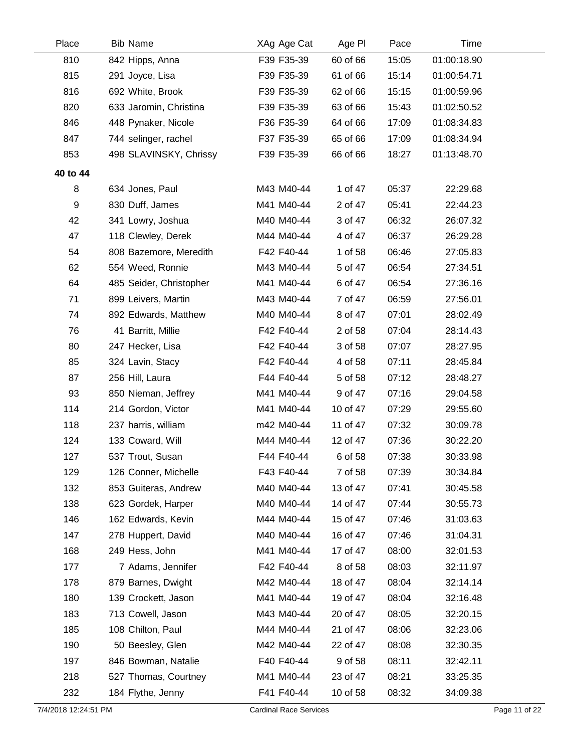| Place | Bib | Name | XAg | Age Cat | Age Pl | Pace | Time |
|---|---|---|---|---|---|---|---|
| 810 | 842 | Hipps, Anna | F39 | F35-39 | 60 of 66 | 15:05 | 01:00:18.90 |
| 815 | 291 | Joyce, Lisa | F39 | F35-39 | 61 of 66 | 15:14 | 01:00:54.71 |
| 816 | 692 | White, Brook | F39 | F35-39 | 62 of 66 | 15:15 | 01:00:59.96 |
| 820 | 633 | Jaromin, Christina | F39 | F35-39 | 63 of 66 | 15:43 | 01:02:50.52 |
| 846 | 448 | Pynaker, Nicole | F36 | F35-39 | 64 of 66 | 17:09 | 01:08:34.83 |
| 847 | 744 | selinger, rachel | F37 | F35-39 | 65 of 66 | 17:09 | 01:08:34.94 |
| 853 | 498 | SLAVINSKY, Chrissy | F39 | F35-39 | 66 of 66 | 18:27 | 01:13:48.70 |
| **40 to 44** | | | | | | | |
| 8 | 634 | Jones, Paul | M43 | M40-44 | 1 of 47 | 05:37 | 22:29.68 |
| 9 | 830 | Duff, James | M41 | M40-44 | 2 of 47 | 05:41 | 22:44.23 |
| 42 | 341 | Lowry, Joshua | M40 | M40-44 | 3 of 47 | 06:32 | 26:07.32 |
| 47 | 118 | Clewley, Derek | M44 | M40-44 | 4 of 47 | 06:37 | 26:29.28 |
| 54 | 808 | Bazemore, Meredith | F42 | F40-44 | 1 of 58 | 06:46 | 27:05.83 |
| 62 | 554 | Weed, Ronnie | M43 | M40-44 | 5 of 47 | 06:54 | 27:34.51 |
| 64 | 485 | Seider, Christopher | M41 | M40-44 | 6 of 47 | 06:54 | 27:36.16 |
| 71 | 899 | Leivers, Martin | M43 | M40-44 | 7 of 47 | 06:59 | 27:56.01 |
| 74 | 892 | Edwards, Matthew | M40 | M40-44 | 8 of 47 | 07:01 | 28:02.49 |
| 76 | 41 | Barritt, Millie | F42 | F40-44 | 2 of 58 | 07:04 | 28:14.43 |
| 80 | 247 | Hecker, Lisa | F42 | F40-44 | 3 of 58 | 07:07 | 28:27.95 |
| 85 | 324 | Lavin, Stacy | F42 | F40-44 | 4 of 58 | 07:11 | 28:45.84 |
| 87 | 256 | Hill, Laura | F44 | F40-44 | 5 of 58 | 07:12 | 28:48.27 |
| 93 | 850 | Nieman, Jeffrey | M41 | M40-44 | 9 of 47 | 07:16 | 29:04.58 |
| 114 | 214 | Gordon, Victor | M41 | M40-44 | 10 of 47 | 07:29 | 29:55.60 |
| 118 | 237 | harris, william | m42 | M40-44 | 11 of 47 | 07:32 | 30:09.78 |
| 124 | 133 | Coward, Will | M44 | M40-44 | 12 of 47 | 07:36 | 30:22.20 |
| 127 | 537 | Trout, Susan | F44 | F40-44 | 6 of 58 | 07:38 | 30:33.98 |
| 129 | 126 | Conner, Michelle | F43 | F40-44 | 7 of 58 | 07:39 | 30:34.84 |
| 132 | 853 | Guiteras, Andrew | M40 | M40-44 | 13 of 47 | 07:41 | 30:45.58 |
| 138 | 623 | Gordek, Harper | M40 | M40-44 | 14 of 47 | 07:44 | 30:55.73 |
| 146 | 162 | Edwards, Kevin | M44 | M40-44 | 15 of 47 | 07:46 | 31:03.63 |
| 147 | 278 | Huppert, David | M40 | M40-44 | 16 of 47 | 07:46 | 31:04.31 |
| 168 | 249 | Hess, John | M41 | M40-44 | 17 of 47 | 08:00 | 32:01.53 |
| 177 | 7 | Adams, Jennifer | F42 | F40-44 | 8 of 58 | 08:03 | 32:11.97 |
| 178 | 879 | Barnes, Dwight | M42 | M40-44 | 18 of 47 | 08:04 | 32:14.14 |
| 180 | 139 | Crockett, Jason | M41 | M40-44 | 19 of 47 | 08:04 | 32:16.48 |
| 183 | 713 | Cowell, Jason | M43 | M40-44 | 20 of 47 | 08:05 | 32:20.15 |
| 185 | 108 | Chilton, Paul | M44 | M40-44 | 21 of 47 | 08:06 | 32:23.06 |
| 190 | 50 | Beesley, Glen | M42 | M40-44 | 22 of 47 | 08:08 | 32:30.35 |
| 197 | 846 | Bowman, Natalie | F40 | F40-44 | 9 of 58 | 08:11 | 32:42.11 |
| 218 | 527 | Thomas, Courtney | M41 | M40-44 | 23 of 47 | 08:21 | 33:25.35 |
| 232 | 184 | Flythe, Jenny | F41 | F40-44 | 10 of 58 | 08:32 | 34:09.38 |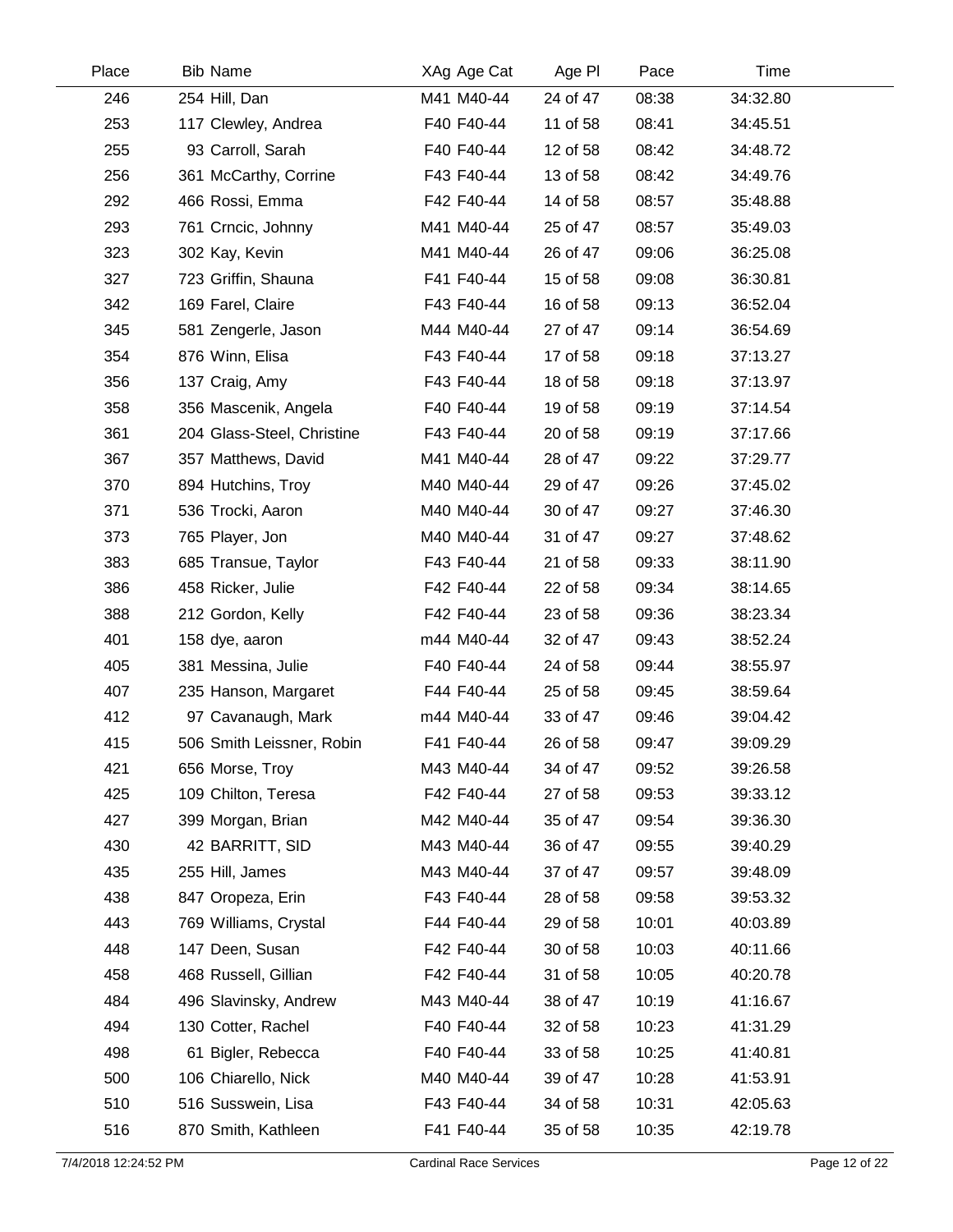| Place | Bib | Name | XAg | Age Cat | Age Pl | Pace | Time |
|---|---|---|---|---|---|---|---|
| 246 | 254 | Hill, Dan | M41 | M40-44 | 24 of 47 | 08:38 | 34:32.80 |
| 253 | 117 | Clewley, Andrea | F40 | F40-44 | 11 of 58 | 08:41 | 34:45.51 |
| 255 | 93 | Carroll, Sarah | F40 | F40-44 | 12 of 58 | 08:42 | 34:48.72 |
| 256 | 361 | McCarthy, Corrine | F43 | F40-44 | 13 of 58 | 08:42 | 34:49.76 |
| 292 | 466 | Rossi, Emma | F42 | F40-44 | 14 of 58 | 08:57 | 35:48.88 |
| 293 | 761 | Crncic, Johnny | M41 | M40-44 | 25 of 47 | 08:57 | 35:49.03 |
| 323 | 302 | Kay, Kevin | M41 | M40-44 | 26 of 47 | 09:06 | 36:25.08 |
| 327 | 723 | Griffin, Shauna | F41 | F40-44 | 15 of 58 | 09:08 | 36:30.81 |
| 342 | 169 | Farel, Claire | F43 | F40-44 | 16 of 58 | 09:13 | 36:52.04 |
| 345 | 581 | Zengerle, Jason | M44 | M40-44 | 27 of 47 | 09:14 | 36:54.69 |
| 354 | 876 | Winn, Elisa | F43 | F40-44 | 17 of 58 | 09:18 | 37:13.27 |
| 356 | 137 | Craig, Amy | F43 | F40-44 | 18 of 58 | 09:18 | 37:13.97 |
| 358 | 356 | Mascenik, Angela | F40 | F40-44 | 19 of 58 | 09:19 | 37:14.54 |
| 361 | 204 | Glass-Steel, Christine | F43 | F40-44 | 20 of 58 | 09:19 | 37:17.66 |
| 367 | 357 | Matthews, David | M41 | M40-44 | 28 of 47 | 09:22 | 37:29.77 |
| 370 | 894 | Hutchins, Troy | M40 | M40-44 | 29 of 47 | 09:26 | 37:45.02 |
| 371 | 536 | Trocki, Aaron | M40 | M40-44 | 30 of 47 | 09:27 | 37:46.30 |
| 373 | 765 | Player, Jon | M40 | M40-44 | 31 of 47 | 09:27 | 37:48.62 |
| 383 | 685 | Transue, Taylor | F43 | F40-44 | 21 of 58 | 09:33 | 38:11.90 |
| 386 | 458 | Ricker, Julie | F42 | F40-44 | 22 of 58 | 09:34 | 38:14.65 |
| 388 | 212 | Gordon, Kelly | F42 | F40-44 | 23 of 58 | 09:36 | 38:23.34 |
| 401 | 158 | dye, aaron | m44 | M40-44 | 32 of 47 | 09:43 | 38:52.24 |
| 405 | 381 | Messina, Julie | F40 | F40-44 | 24 of 58 | 09:44 | 38:55.97 |
| 407 | 235 | Hanson, Margaret | F44 | F40-44 | 25 of 58 | 09:45 | 38:59.64 |
| 412 | 97 | Cavanaugh, Mark | m44 | M40-44 | 33 of 47 | 09:46 | 39:04.42 |
| 415 | 506 | Smith Leissner, Robin | F41 | F40-44 | 26 of 58 | 09:47 | 39:09.29 |
| 421 | 656 | Morse, Troy | M43 | M40-44 | 34 of 47 | 09:52 | 39:26.58 |
| 425 | 109 | Chilton, Teresa | F42 | F40-44 | 27 of 58 | 09:53 | 39:33.12 |
| 427 | 399 | Morgan, Brian | M42 | M40-44 | 35 of 47 | 09:54 | 39:36.30 |
| 430 | 42 | BARRITT, SID | M43 | M40-44 | 36 of 47 | 09:55 | 39:40.29 |
| 435 | 255 | Hill, James | M43 | M40-44 | 37 of 47 | 09:57 | 39:48.09 |
| 438 | 847 | Oropeza, Erin | F43 | F40-44 | 28 of 58 | 09:58 | 39:53.32 |
| 443 | 769 | Williams, Crystal | F44 | F40-44 | 29 of 58 | 10:01 | 40:03.89 |
| 448 | 147 | Deen, Susan | F42 | F40-44 | 30 of 58 | 10:03 | 40:11.66 |
| 458 | 468 | Russell, Gillian | F42 | F40-44 | 31 of 58 | 10:05 | 40:20.78 |
| 484 | 496 | Slavinsky, Andrew | M43 | M40-44 | 38 of 47 | 10:19 | 41:16.67 |
| 494 | 130 | Cotter, Rachel | F40 | F40-44 | 32 of 58 | 10:23 | 41:31.29 |
| 498 | 61 | Bigler, Rebecca | F40 | F40-44 | 33 of 58 | 10:25 | 41:40.81 |
| 500 | 106 | Chiarello, Nick | M40 | M40-44 | 39 of 47 | 10:28 | 41:53.91 |
| 510 | 516 | Susswein, Lisa | F43 | F40-44 | 34 of 58 | 10:31 | 42:05.63 |
| 516 | 870 | Smith, Kathleen | F41 | F40-44 | 35 of 58 | 10:35 | 42:19.78 |

7/4/2018 12:24:52 PM — Cardinal Race Services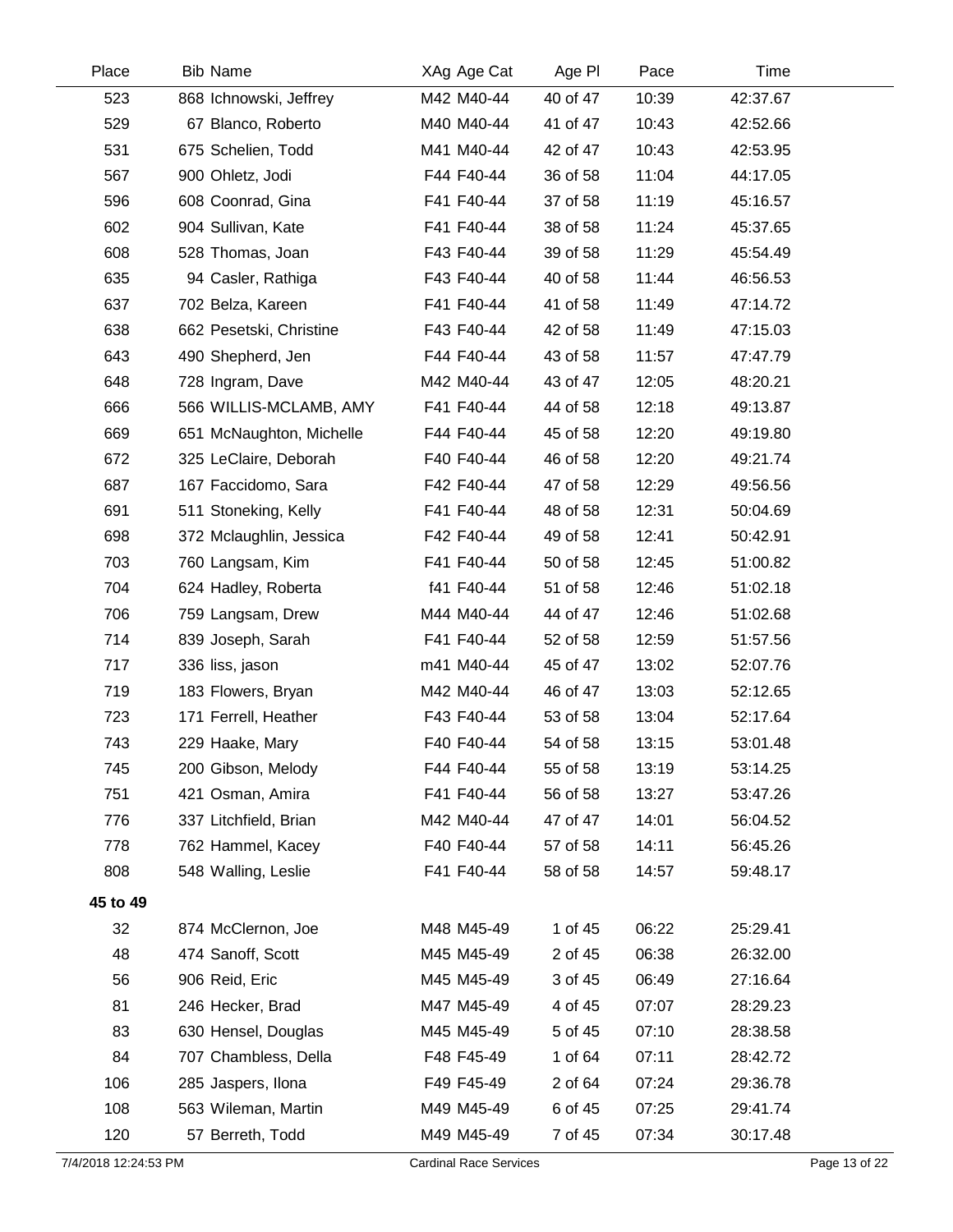| Place | Bib Name | XAg Age Cat | Age Pl | Pace | Time |
|---|---|---|---|---|---|
| 523 | 868 Ichnowski, Jeffrey | M42 M40-44 | 40 of 47 | 10:39 | 42:37.67 |
| 529 | 67 Blanco, Roberto | M40 M40-44 | 41 of 47 | 10:43 | 42:52.66 |
| 531 | 675 Schelien, Todd | M41 M40-44 | 42 of 47 | 10:43 | 42:53.95 |
| 567 | 900 Ohletz, Jodi | F44 F40-44 | 36 of 58 | 11:04 | 44:17.05 |
| 596 | 608 Coonrad, Gina | F41 F40-44 | 37 of 58 | 11:19 | 45:16.57 |
| 602 | 904 Sullivan, Kate | F41 F40-44 | 38 of 58 | 11:24 | 45:37.65 |
| 608 | 528 Thomas, Joan | F43 F40-44 | 39 of 58 | 11:29 | 45:54.49 |
| 635 | 94 Casler, Rathiga | F43 F40-44 | 40 of 58 | 11:44 | 46:56.53 |
| 637 | 702 Belza, Kareen | F41 F40-44 | 41 of 58 | 11:49 | 47:14.72 |
| 638 | 662 Pesetski, Christine | F43 F40-44 | 42 of 58 | 11:49 | 47:15.03 |
| 643 | 490 Shepherd, Jen | F44 F40-44 | 43 of 58 | 11:57 | 47:47.79 |
| 648 | 728 Ingram, Dave | M42 M40-44 | 43 of 47 | 12:05 | 48:20.21 |
| 666 | 566 WILLIS-MCLAMB, AMY | F41 F40-44 | 44 of 58 | 12:18 | 49:13.87 |
| 669 | 651 McNaughton, Michelle | F44 F40-44 | 45 of 58 | 12:20 | 49:19.80 |
| 672 | 325 LeClaire, Deborah | F40 F40-44 | 46 of 58 | 12:20 | 49:21.74 |
| 687 | 167 Faccidomo, Sara | F42 F40-44 | 47 of 58 | 12:29 | 49:56.56 |
| 691 | 511 Stoneking, Kelly | F41 F40-44 | 48 of 58 | 12:31 | 50:04.69 |
| 698 | 372 Mclaughlin, Jessica | F42 F40-44 | 49 of 58 | 12:41 | 50:42.91 |
| 703 | 760 Langsam, Kim | F41 F40-44 | 50 of 58 | 12:45 | 51:00.82 |
| 704 | 624 Hadley, Roberta | f41 F40-44 | 51 of 58 | 12:46 | 51:02.18 |
| 706 | 759 Langsam, Drew | M44 M40-44 | 44 of 47 | 12:46 | 51:02.68 |
| 714 | 839 Joseph, Sarah | F41 F40-44 | 52 of 58 | 12:59 | 51:57.56 |
| 717 | 336 liss, jason | m41 M40-44 | 45 of 47 | 13:02 | 52:07.76 |
| 719 | 183 Flowers, Bryan | M42 M40-44 | 46 of 47 | 13:03 | 52:12.65 |
| 723 | 171 Ferrell, Heather | F43 F40-44 | 53 of 58 | 13:04 | 52:17.64 |
| 743 | 229 Haake, Mary | F40 F40-44 | 54 of 58 | 13:15 | 53:01.48 |
| 745 | 200 Gibson, Melody | F44 F40-44 | 55 of 58 | 13:19 | 53:14.25 |
| 751 | 421 Osman, Amira | F41 F40-44 | 56 of 58 | 13:27 | 53:47.26 |
| 776 | 337 Litchfield, Brian | M42 M40-44 | 47 of 47 | 14:01 | 56:04.52 |
| 778 | 762 Hammel, Kacey | F40 F40-44 | 57 of 58 | 14:11 | 56:45.26 |
| 808 | 548 Walling, Leslie | F41 F40-44 | 58 of 58 | 14:57 | 59:48.17 |
| **45 to 49** | | | | | |
| 32 | 874 McClernon, Joe | M48 M45-49 | 1 of 45 | 06:22 | 25:29.41 |
| 48 | 474 Sanoff, Scott | M45 M45-49 | 2 of 45 | 06:38 | 26:32.00 |
| 56 | 906 Reid, Eric | M45 M45-49 | 3 of 45 | 06:49 | 27:16.64 |
| 81 | 246 Hecker, Brad | M47 M45-49 | 4 of 45 | 07:07 | 28:29.23 |
| 83 | 630 Hensel, Douglas | M45 M45-49 | 5 of 45 | 07:10 | 28:38.58 |
| 84 | 707 Chambless, Della | F48 F45-49 | 1 of 64 | 07:11 | 28:42.72 |
| 106 | 285 Jaspers, Ilona | F49 F45-49 | 2 of 64 | 07:24 | 29:36.78 |
| 108 | 563 Wileman, Martin | M49 M45-49 | 6 of 45 | 07:25 | 29:41.74 |
| 120 | 57 Berreth, Todd | M49 M45-49 | 7 of 45 | 07:34 | 30:17.48 |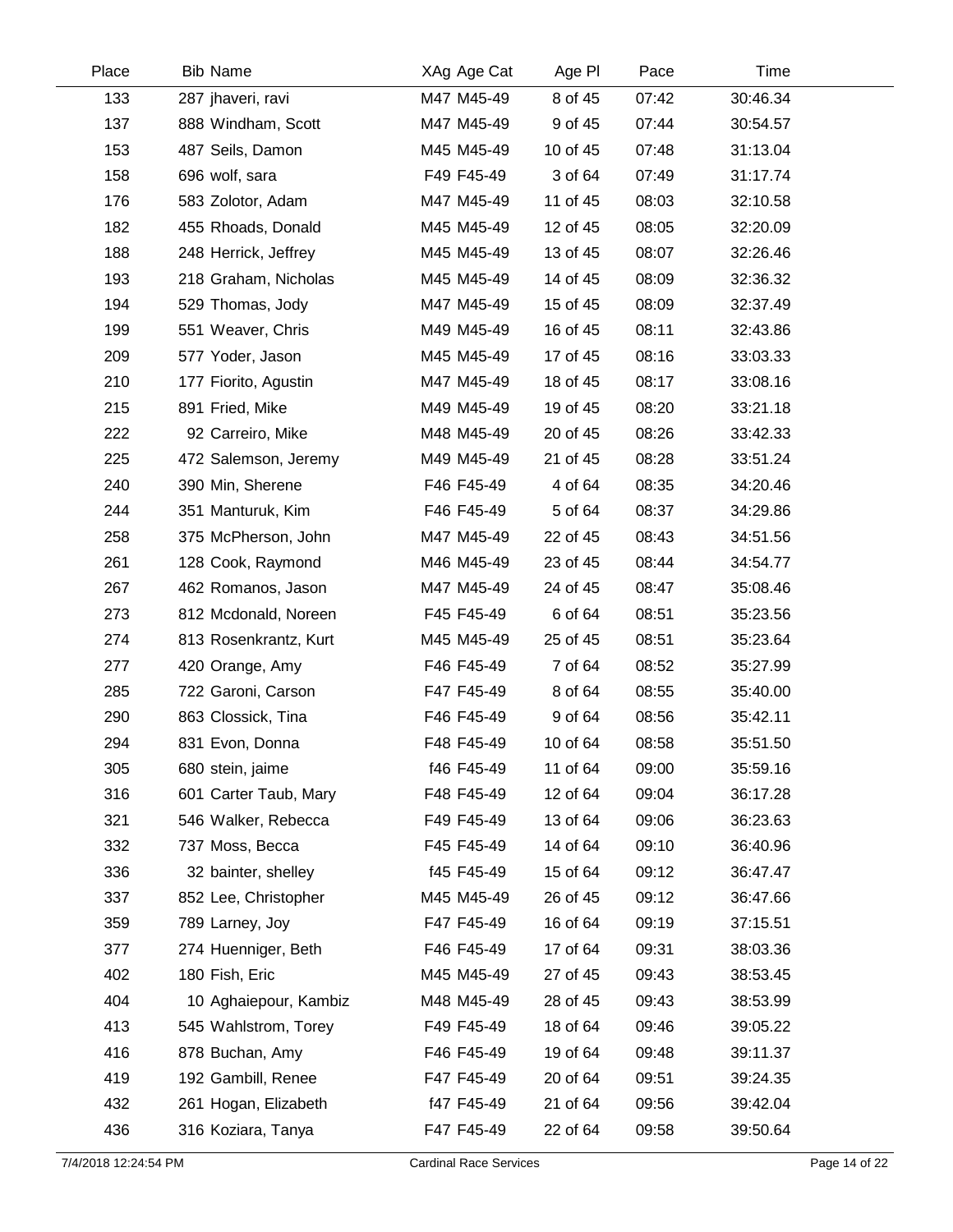| Place | Bib | Name | XAg | Age Cat | Age Pl | Pace | Time |
|---|---|---|---|---|---|---|---|
| 133 | 287 | jhaveri, ravi | M47 | M45-49 | 8 of 45 | 07:42 | 30:46.34 |
| 137 | 888 | Windham, Scott | M47 | M45-49 | 9 of 45 | 07:44 | 30:54.57 |
| 153 | 487 | Seils, Damon | M45 | M45-49 | 10 of 45 | 07:48 | 31:13.04 |
| 158 | 696 | wolf, sara | F49 | F45-49 | 3 of 64 | 07:49 | 31:17.74 |
| 176 | 583 | Zolotor, Adam | M47 | M45-49 | 11 of 45 | 08:03 | 32:10.58 |
| 182 | 455 | Rhoads, Donald | M45 | M45-49 | 12 of 45 | 08:05 | 32:20.09 |
| 188 | 248 | Herrick, Jeffrey | M45 | M45-49 | 13 of 45 | 08:07 | 32:26.46 |
| 193 | 218 | Graham, Nicholas | M45 | M45-49 | 14 of 45 | 08:09 | 32:36.32 |
| 194 | 529 | Thomas, Jody | M47 | M45-49 | 15 of 45 | 08:09 | 32:37.49 |
| 199 | 551 | Weaver, Chris | M49 | M45-49 | 16 of 45 | 08:11 | 32:43.86 |
| 209 | 577 | Yoder, Jason | M45 | M45-49 | 17 of 45 | 08:16 | 33:03.33 |
| 210 | 177 | Fiorito, Agustin | M47 | M45-49 | 18 of 45 | 08:17 | 33:08.16 |
| 215 | 891 | Fried, Mike | M49 | M45-49 | 19 of 45 | 08:20 | 33:21.18 |
| 222 | 92 | Carreiro, Mike | M48 | M45-49 | 20 of 45 | 08:26 | 33:42.33 |
| 225 | 472 | Salemson, Jeremy | M49 | M45-49 | 21 of 45 | 08:28 | 33:51.24 |
| 240 | 390 | Min, Sherene | F46 | F45-49 | 4 of 64 | 08:35 | 34:20.46 |
| 244 | 351 | Manturuk, Kim | F46 | F45-49 | 5 of 64 | 08:37 | 34:29.86 |
| 258 | 375 | McPherson, John | M47 | M45-49 | 22 of 45 | 08:43 | 34:51.56 |
| 261 | 128 | Cook, Raymond | M46 | M45-49 | 23 of 45 | 08:44 | 34:54.77 |
| 267 | 462 | Romanos, Jason | M47 | M45-49 | 24 of 45 | 08:47 | 35:08.46 |
| 273 | 812 | Mcdonald, Noreen | F45 | F45-49 | 6 of 64 | 08:51 | 35:23.56 |
| 274 | 813 | Rosenkrantz, Kurt | M45 | M45-49 | 25 of 45 | 08:51 | 35:23.64 |
| 277 | 420 | Orange, Amy | F46 | F45-49 | 7 of 64 | 08:52 | 35:27.99 |
| 285 | 722 | Garoni, Carson | F47 | F45-49 | 8 of 64 | 08:55 | 35:40.00 |
| 290 | 863 | Clossick, Tina | F46 | F45-49 | 9 of 64 | 08:56 | 35:42.11 |
| 294 | 831 | Evon, Donna | F48 | F45-49 | 10 of 64 | 08:58 | 35:51.50 |
| 305 | 680 | stein, jaime | f46 | F45-49 | 11 of 64 | 09:00 | 35:59.16 |
| 316 | 601 | Carter Taub, Mary | F48 | F45-49 | 12 of 64 | 09:04 | 36:17.28 |
| 321 | 546 | Walker, Rebecca | F49 | F45-49 | 13 of 64 | 09:06 | 36:23.63 |
| 332 | 737 | Moss, Becca | F45 | F45-49 | 14 of 64 | 09:10 | 36:40.96 |
| 336 | 32 | bainter, shelley | f45 | F45-49 | 15 of 64 | 09:12 | 36:47.47 |
| 337 | 852 | Lee, Christopher | M45 | M45-49 | 26 of 45 | 09:12 | 36:47.66 |
| 359 | 789 | Larney, Joy | F47 | F45-49 | 16 of 64 | 09:19 | 37:15.51 |
| 377 | 274 | Huenniger, Beth | F46 | F45-49 | 17 of 64 | 09:31 | 38:03.36 |
| 402 | 180 | Fish, Eric | M45 | M45-49 | 27 of 45 | 09:43 | 38:53.45 |
| 404 | 10 | Aghaiepour, Kambiz | M48 | M45-49 | 28 of 45 | 09:43 | 38:53.99 |
| 413 | 545 | Wahlstrom, Torey | F49 | F45-49 | 18 of 64 | 09:46 | 39:05.22 |
| 416 | 878 | Buchan, Amy | F46 | F45-49 | 19 of 64 | 09:48 | 39:11.37 |
| 419 | 192 | Gambill, Renee | F47 | F45-49 | 20 of 64 | 09:51 | 39:24.35 |
| 432 | 261 | Hogan, Elizabeth | f47 | F45-49 | 21 of 64 | 09:56 | 39:42.04 |
| 436 | 316 | Koziara, Tanya | F47 | F45-49 | 22 of 64 | 09:58 | 39:50.64 |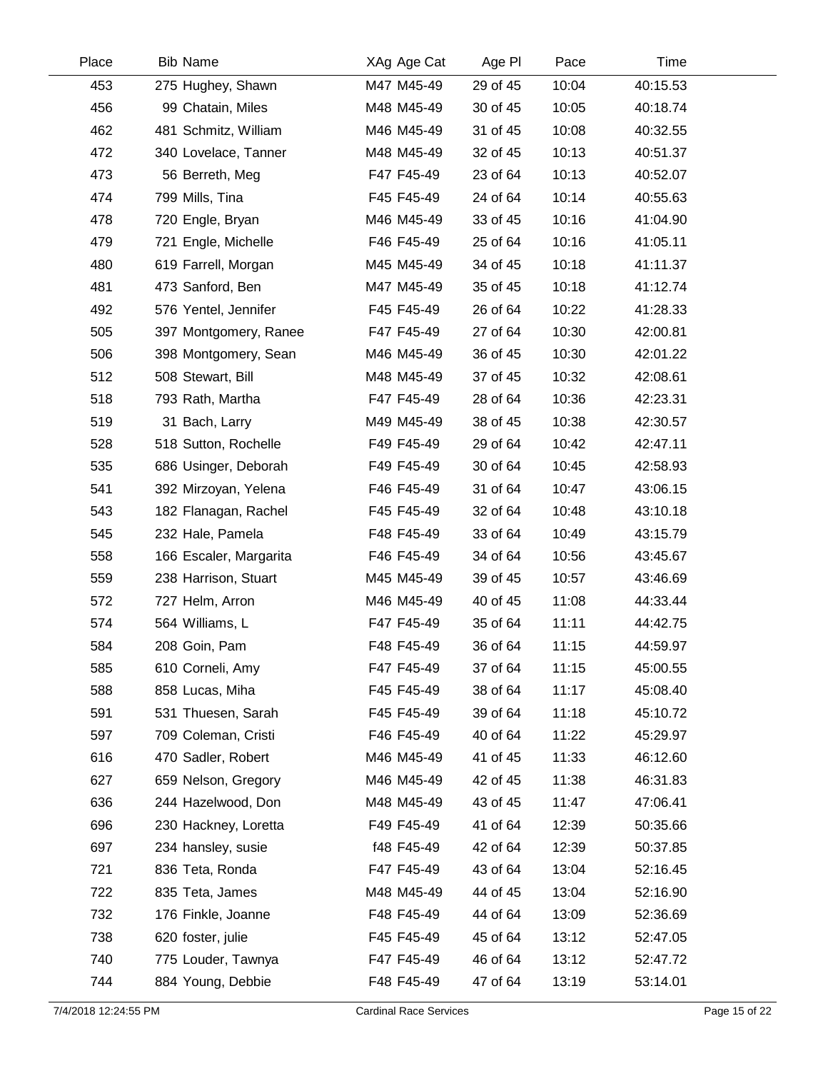| Place | Bib | Name | XAg | Age Cat | Age Pl | Pace | Time |
|---|---|---|---|---|---|---|---|
| 453 | 275 | Hughey, Shawn | M47 | M45-49 | 29 of 45 | 10:04 | 40:15.53 |
| 456 | 99 | Chatain, Miles | M48 | M45-49 | 30 of 45 | 10:05 | 40:18.74 |
| 462 | 481 | Schmitz, William | M46 | M45-49 | 31 of 45 | 10:08 | 40:32.55 |
| 472 | 340 | Lovelace, Tanner | M48 | M45-49 | 32 of 45 | 10:13 | 40:51.37 |
| 473 | 56 | Berreth, Meg | F47 | F45-49 | 23 of 64 | 10:13 | 40:52.07 |
| 474 | 799 | Mills, Tina | F45 | F45-49 | 24 of 64 | 10:14 | 40:55.63 |
| 478 | 720 | Engle, Bryan | M46 | M45-49 | 33 of 45 | 10:16 | 41:04.90 |
| 479 | 721 | Engle, Michelle | F46 | F45-49 | 25 of 64 | 10:16 | 41:05.11 |
| 480 | 619 | Farrell, Morgan | M45 | M45-49 | 34 of 45 | 10:18 | 41:11.37 |
| 481 | 473 | Sanford, Ben | M47 | M45-49 | 35 of 45 | 10:18 | 41:12.74 |
| 492 | 576 | Yentel, Jennifer | F45 | F45-49 | 26 of 64 | 10:22 | 41:28.33 |
| 505 | 397 | Montgomery, Ranee | F47 | F45-49 | 27 of 64 | 10:30 | 42:00.81 |
| 506 | 398 | Montgomery, Sean | M46 | M45-49 | 36 of 45 | 10:30 | 42:01.22 |
| 512 | 508 | Stewart, Bill | M48 | M45-49 | 37 of 45 | 10:32 | 42:08.61 |
| 518 | 793 | Rath, Martha | F47 | F45-49 | 28 of 64 | 10:36 | 42:23.31 |
| 519 | 31 | Bach, Larry | M49 | M45-49 | 38 of 45 | 10:38 | 42:30.57 |
| 528 | 518 | Sutton, Rochelle | F49 | F45-49 | 29 of 64 | 10:42 | 42:47.11 |
| 535 | 686 | Usinger, Deborah | F49 | F45-49 | 30 of 64 | 10:45 | 42:58.93 |
| 541 | 392 | Mirzoyan, Yelena | F46 | F45-49 | 31 of 64 | 10:47 | 43:06.15 |
| 543 | 182 | Flanagan, Rachel | F45 | F45-49 | 32 of 64 | 10:48 | 43:10.18 |
| 545 | 232 | Hale, Pamela | F48 | F45-49 | 33 of 64 | 10:49 | 43:15.79 |
| 558 | 166 | Escaler, Margarita | F46 | F45-49 | 34 of 64 | 10:56 | 43:45.67 |
| 559 | 238 | Harrison, Stuart | M45 | M45-49 | 39 of 45 | 10:57 | 43:46.69 |
| 572 | 727 | Helm, Arron | M46 | M45-49 | 40 of 45 | 11:08 | 44:33.44 |
| 574 | 564 | Williams, L | F47 | F45-49 | 35 of 64 | 11:11 | 44:42.75 |
| 584 | 208 | Goin, Pam | F48 | F45-49 | 36 of 64 | 11:15 | 44:59.97 |
| 585 | 610 | Corneli, Amy | F47 | F45-49 | 37 of 64 | 11:15 | 45:00.55 |
| 588 | 858 | Lucas, Miha | F45 | F45-49 | 38 of 64 | 11:17 | 45:08.40 |
| 591 | 531 | Thuesen, Sarah | F45 | F45-49 | 39 of 64 | 11:18 | 45:10.72 |
| 597 | 709 | Coleman, Cristi | F46 | F45-49 | 40 of 64 | 11:22 | 45:29.97 |
| 616 | 470 | Sadler, Robert | M46 | M45-49 | 41 of 45 | 11:33 | 46:12.60 |
| 627 | 659 | Nelson, Gregory | M46 | M45-49 | 42 of 45 | 11:38 | 46:31.83 |
| 636 | 244 | Hazelwood, Don | M48 | M45-49 | 43 of 45 | 11:47 | 47:06.41 |
| 696 | 230 | Hackney, Loretta | F49 | F45-49 | 41 of 64 | 12:39 | 50:35.66 |
| 697 | 234 | hansley, susie | f48 | F45-49 | 42 of 64 | 12:39 | 50:37.85 |
| 721 | 836 | Teta, Ronda | F47 | F45-49 | 43 of 64 | 13:04 | 52:16.45 |
| 722 | 835 | Teta, James | M48 | M45-49 | 44 of 45 | 13:04 | 52:16.90 |
| 732 | 176 | Finkle, Joanne | F48 | F45-49 | 44 of 64 | 13:09 | 52:36.69 |
| 738 | 620 | foster, julie | F45 | F45-49 | 45 of 64 | 13:12 | 52:47.05 |
| 740 | 775 | Louder, Tawnya | F47 | F45-49 | 46 of 64 | 13:12 | 52:47.72 |
| 744 | 884 | Young, Debbie | F48 | F45-49 | 47 of 64 | 13:19 | 53:14.01 |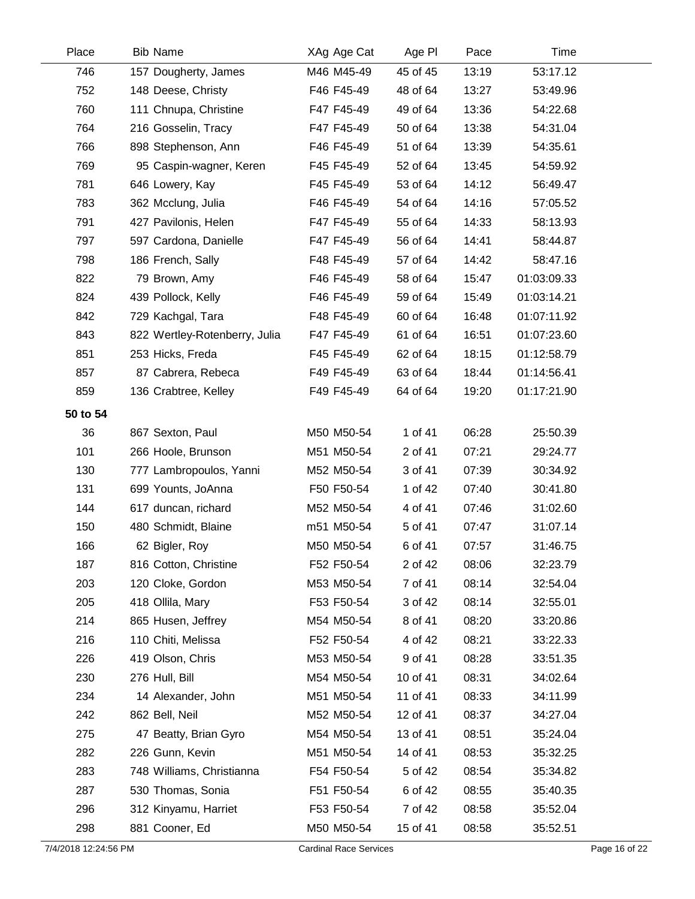| Place | Bib | Name | XAg | Age Cat | Age Pl | Pace | Time |
|---|---|---|---|---|---|---|---|
| 746 | 157 | Dougherty, James | M46 | M45-49 | 45 of 45 | 13:19 | 53:17.12 |
| 752 | 148 | Deese, Christy | F46 | F45-49 | 48 of 64 | 13:27 | 53:49.96 |
| 760 | 111 | Chnupa, Christine | F47 | F45-49 | 49 of 64 | 13:36 | 54:22.68 |
| 764 | 216 | Gosselin, Tracy | F47 | F45-49 | 50 of 64 | 13:38 | 54:31.04 |
| 766 | 898 | Stephenson, Ann | F46 | F45-49 | 51 of 64 | 13:39 | 54:35.61 |
| 769 | 95 | Caspin-wagner, Keren | F45 | F45-49 | 52 of 64 | 13:45 | 54:59.92 |
| 781 | 646 | Lowery, Kay | F45 | F45-49 | 53 of 64 | 14:12 | 56:49.47 |
| 783 | 362 | Mcclung, Julia | F46 | F45-49 | 54 of 64 | 14:16 | 57:05.52 |
| 791 | 427 | Pavilonis, Helen | F47 | F45-49 | 55 of 64 | 14:33 | 58:13.93 |
| 797 | 597 | Cardona, Danielle | F47 | F45-49 | 56 of 64 | 14:41 | 58:44.87 |
| 798 | 186 | French, Sally | F48 | F45-49 | 57 of 64 | 14:42 | 58:47.16 |
| 822 | 79 | Brown, Amy | F46 | F45-49 | 58 of 64 | 15:47 | 01:03:09.33 |
| 824 | 439 | Pollock, Kelly | F46 | F45-49 | 59 of 64 | 15:49 | 01:03:14.21 |
| 842 | 729 | Kachgal, Tara | F48 | F45-49 | 60 of 64 | 16:48 | 01:07:11.92 |
| 843 | 822 | Wertley-Rotenberry, Julia | F47 | F45-49 | 61 of 64 | 16:51 | 01:07:23.60 |
| 851 | 253 | Hicks, Freda | F45 | F45-49 | 62 of 64 | 18:15 | 01:12:58.79 |
| 857 | 87 | Cabrera, Rebeca | F49 | F45-49 | 63 of 64 | 18:44 | 01:14:56.41 |
| 859 | 136 | Crabtree, Kelley | F49 | F45-49 | 64 of 64 | 19:20 | 01:17:21.90 |
| **50 to 54** | | | | | | | |
| 36 | 867 | Sexton, Paul | M50 | M50-54 | 1 of 41 | 06:28 | 25:50.39 |
| 101 | 266 | Hoole, Brunson | M51 | M50-54 | 2 of 41 | 07:21 | 29:24.77 |
| 130 | 777 | Lambropoulos, Yanni | M52 | M50-54 | 3 of 41 | 07:39 | 30:34.92 |
| 131 | 699 | Younts, JoAnna | F50 | F50-54 | 1 of 42 | 07:40 | 30:41.80 |
| 144 | 617 | duncan, richard | M52 | M50-54 | 4 of 41 | 07:46 | 31:02.60 |
| 150 | 480 | Schmidt, Blaine | m51 | M50-54 | 5 of 41 | 07:47 | 31:07.14 |
| 166 | 62 | Bigler, Roy | M50 | M50-54 | 6 of 41 | 07:57 | 31:46.75 |
| 187 | 816 | Cotton, Christine | F52 | F50-54 | 2 of 42 | 08:06 | 32:23.79 |
| 203 | 120 | Cloke, Gordon | M53 | M50-54 | 7 of 41 | 08:14 | 32:54.04 |
| 205 | 418 | Ollila, Mary | F53 | F50-54 | 3 of 42 | 08:14 | 32:55.01 |
| 214 | 865 | Husen, Jeffrey | M54 | M50-54 | 8 of 41 | 08:20 | 33:20.86 |
| 216 | 110 | Chiti, Melissa | F52 | F50-54 | 4 of 42 | 08:21 | 33:22.33 |
| 226 | 419 | Olson, Chris | M53 | M50-54 | 9 of 41 | 08:28 | 33:51.35 |
| 230 | 276 | Hull, Bill | M54 | M50-54 | 10 of 41 | 08:31 | 34:02.64 |
| 234 | 14 | Alexander, John | M51 | M50-54 | 11 of 41 | 08:33 | 34:11.99 |
| 242 | 862 | Bell, Neil | M52 | M50-54 | 12 of 41 | 08:37 | 34:27.04 |
| 275 | 47 | Beatty, Brian Gyro | M54 | M50-54 | 13 of 41 | 08:51 | 35:24.04 |
| 282 | 226 | Gunn, Kevin | M51 | M50-54 | 14 of 41 | 08:53 | 35:32.25 |
| 283 | 748 | Williams, Christianna | F54 | F50-54 | 5 of 42 | 08:54 | 35:34.82 |
| 287 | 530 | Thomas, Sonia | F51 | F50-54 | 6 of 42 | 08:55 | 35:40.35 |
| 296 | 312 | Kinyamu, Harriet | F53 | F50-54 | 7 of 42 | 08:58 | 35:52.04 |
| 298 | 881 | Cooner, Ed | M50 | M50-54 | 15 of 41 | 08:58 | 35:52.51 |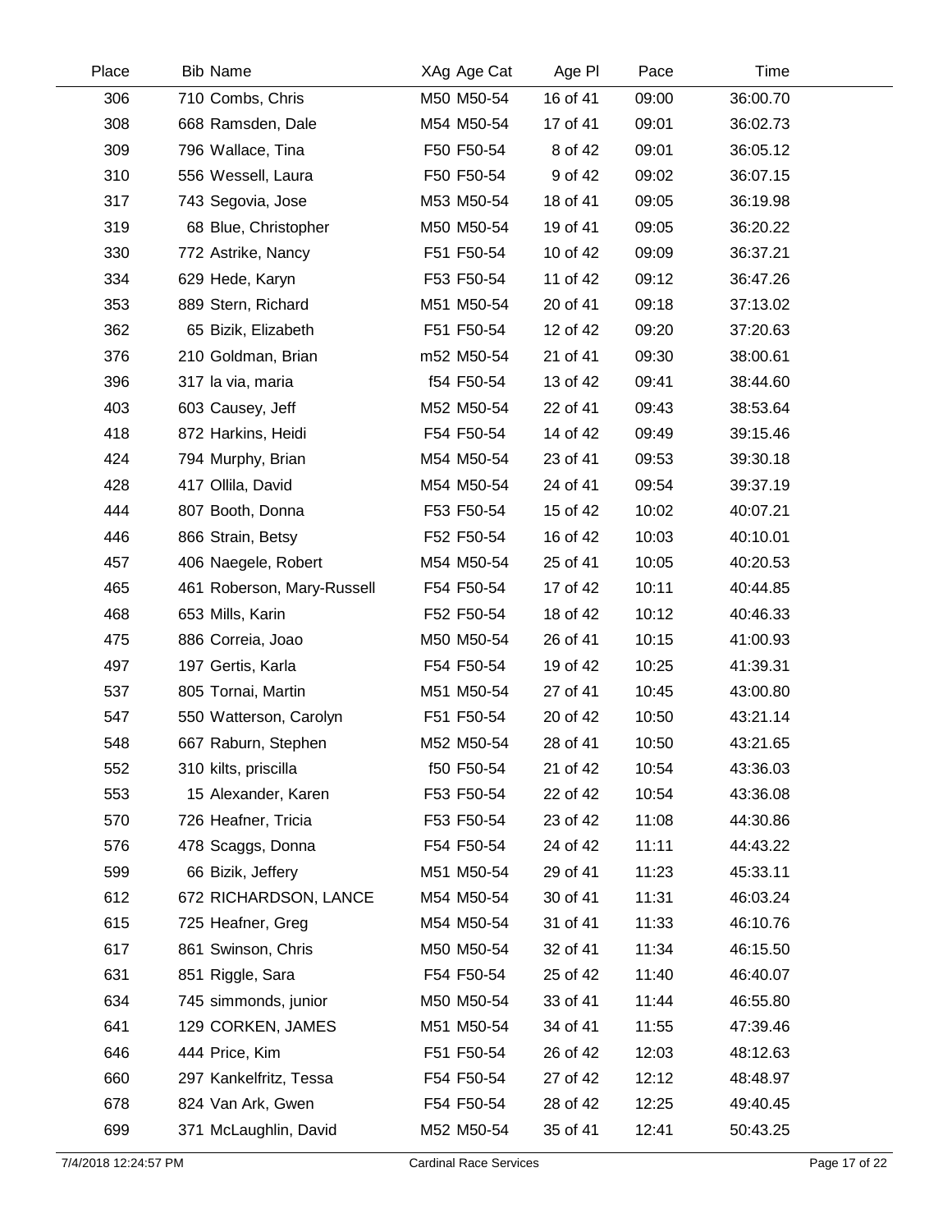| Place | Bib | Name | XAg | Age Cat | Age Pl | Pace | Time |
|---|---|---|---|---|---|---|---|
| 306 | 710 | Combs, Chris | M50 | M50-54 | 16 of 41 | 09:00 | 36:00.70 |
| 308 | 668 | Ramsden, Dale | M54 | M50-54 | 17 of 41 | 09:01 | 36:02.73 |
| 309 | 796 | Wallace, Tina | F50 | F50-54 | 8 of 42 | 09:01 | 36:05.12 |
| 310 | 556 | Wessell, Laura | F50 | F50-54 | 9 of 42 | 09:02 | 36:07.15 |
| 317 | 743 | Segovia, Jose | M53 | M50-54 | 18 of 41 | 09:05 | 36:19.98 |
| 319 | 68 | Blue, Christopher | M50 | M50-54 | 19 of 41 | 09:05 | 36:20.22 |
| 330 | 772 | Astrike, Nancy | F51 | F50-54 | 10 of 42 | 09:09 | 36:37.21 |
| 334 | 629 | Hede, Karyn | F53 | F50-54 | 11 of 42 | 09:12 | 36:47.26 |
| 353 | 889 | Stern, Richard | M51 | M50-54 | 20 of 41 | 09:18 | 37:13.02 |
| 362 | 65 | Bizik, Elizabeth | F51 | F50-54 | 12 of 42 | 09:20 | 37:20.63 |
| 376 | 210 | Goldman, Brian | m52 | M50-54 | 21 of 41 | 09:30 | 38:00.61 |
| 396 | 317 | la via, maria | f54 | F50-54 | 13 of 42 | 09:41 | 38:44.60 |
| 403 | 603 | Causey, Jeff | M52 | M50-54 | 22 of 41 | 09:43 | 38:53.64 |
| 418 | 872 | Harkins, Heidi | F54 | F50-54 | 14 of 42 | 09:49 | 39:15.46 |
| 424 | 794 | Murphy, Brian | M54 | M50-54 | 23 of 41 | 09:53 | 39:30.18 |
| 428 | 417 | Ollila, David | M54 | M50-54 | 24 of 41 | 09:54 | 39:37.19 |
| 444 | 807 | Booth, Donna | F53 | F50-54 | 15 of 42 | 10:02 | 40:07.21 |
| 446 | 866 | Strain, Betsy | F52 | F50-54 | 16 of 42 | 10:03 | 40:10.01 |
| 457 | 406 | Naegele, Robert | M54 | M50-54 | 25 of 41 | 10:05 | 40:20.53 |
| 465 | 461 | Roberson, Mary-Russell | F54 | F50-54 | 17 of 42 | 10:11 | 40:44.85 |
| 468 | 653 | Mills, Karin | F52 | F50-54 | 18 of 42 | 10:12 | 40:46.33 |
| 475 | 886 | Correia, Joao | M50 | M50-54 | 26 of 41 | 10:15 | 41:00.93 |
| 497 | 197 | Gertis, Karla | F54 | F50-54 | 19 of 42 | 10:25 | 41:39.31 |
| 537 | 805 | Tornai, Martin | M51 | M50-54 | 27 of 41 | 10:45 | 43:00.80 |
| 547 | 550 | Watterson, Carolyn | F51 | F50-54 | 20 of 42 | 10:50 | 43:21.14 |
| 548 | 667 | Raburn, Stephen | M52 | M50-54 | 28 of 41 | 10:50 | 43:21.65 |
| 552 | 310 | kilts, priscilla | f50 | F50-54 | 21 of 42 | 10:54 | 43:36.03 |
| 553 | 15 | Alexander, Karen | F53 | F50-54 | 22 of 42 | 10:54 | 43:36.08 |
| 570 | 726 | Heafner, Tricia | F53 | F50-54 | 23 of 42 | 11:08 | 44:30.86 |
| 576 | 478 | Scaggs, Donna | F54 | F50-54 | 24 of 42 | 11:11 | 44:43.22 |
| 599 | 66 | Bizik, Jeffery | M51 | M50-54 | 29 of 41 | 11:23 | 45:33.11 |
| 612 | 672 | RICHARDSON, LANCE | M54 | M50-54 | 30 of 41 | 11:31 | 46:03.24 |
| 615 | 725 | Heafner, Greg | M54 | M50-54 | 31 of 41 | 11:33 | 46:10.76 |
| 617 | 861 | Swinson, Chris | M50 | M50-54 | 32 of 41 | 11:34 | 46:15.50 |
| 631 | 851 | Riggle, Sara | F54 | F50-54 | 25 of 42 | 11:40 | 46:40.07 |
| 634 | 745 | simmonds, junior | M50 | M50-54 | 33 of 41 | 11:44 | 46:55.80 |
| 641 | 129 | CORKEN, JAMES | M51 | M50-54 | 34 of 41 | 11:55 | 47:39.46 |
| 646 | 444 | Price, Kim | F51 | F50-54 | 26 of 42 | 12:03 | 48:12.63 |
| 660 | 297 | Kankelfritz, Tessa | F54 | F50-54 | 27 of 42 | 12:12 | 48:48.97 |
| 678 | 824 | Van Ark, Gwen | F54 | F50-54 | 28 of 42 | 12:25 | 49:40.45 |
| 699 | 371 | McLaughlin, David | M52 | M50-54 | 35 of 41 | 12:41 | 50:43.25 |

7/4/2018 12:24:57 PM Cardinal Race Services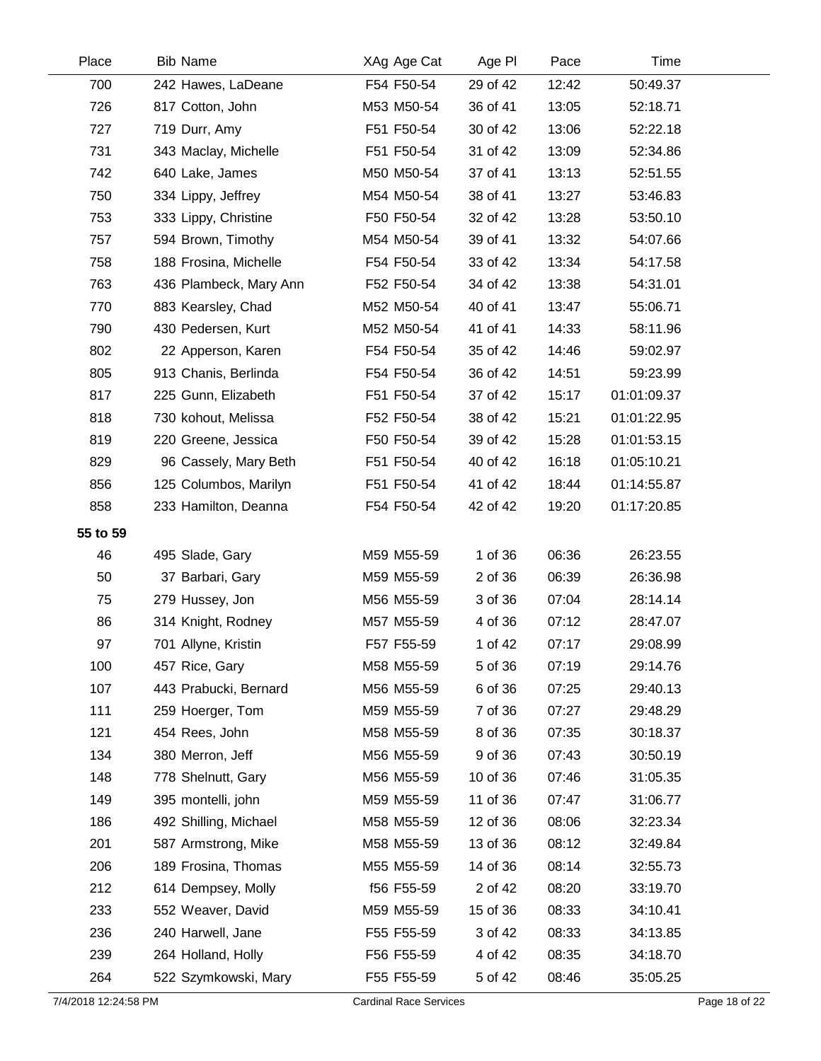| Place | Bib | Name | XAg | Age Cat | Age Pl | Pace | Time |
|---|---|---|---|---|---|---|---|
| 700 | 242 | Hawes, LaDeane | F54 | F50-54 | 29 of 42 | 12:42 | 50:49.37 |
| 726 | 817 | Cotton, John | M53 | M50-54 | 36 of 41 | 13:05 | 52:18.71 |
| 727 | 719 | Durr, Amy | F51 | F50-54 | 30 of 42 | 13:06 | 52:22.18 |
| 731 | 343 | Maclay, Michelle | F51 | F50-54 | 31 of 42 | 13:09 | 52:34.86 |
| 742 | 640 | Lake, James | M50 | M50-54 | 37 of 41 | 13:13 | 52:51.55 |
| 750 | 334 | Lippy, Jeffrey | M54 | M50-54 | 38 of 41 | 13:27 | 53:46.83 |
| 753 | 333 | Lippy, Christine | F50 | F50-54 | 32 of 42 | 13:28 | 53:50.10 |
| 757 | 594 | Brown, Timothy | M54 | M50-54 | 39 of 41 | 13:32 | 54:07.66 |
| 758 | 188 | Frosina, Michelle | F54 | F50-54 | 33 of 42 | 13:34 | 54:17.58 |
| 763 | 436 | Plambeck, Mary Ann | F52 | F50-54 | 34 of 42 | 13:38 | 54:31.01 |
| 770 | 883 | Kearsley, Chad | M52 | M50-54 | 40 of 41 | 13:47 | 55:06.71 |
| 790 | 430 | Pedersen, Kurt | M52 | M50-54 | 41 of 41 | 14:33 | 58:11.96 |
| 802 | 22 | Apperson, Karen | F54 | F50-54 | 35 of 42 | 14:46 | 59:02.97 |
| 805 | 913 | Chanis, Berlinda | F54 | F50-54 | 36 of 42 | 14:51 | 59:23.99 |
| 817 | 225 | Gunn, Elizabeth | F51 | F50-54 | 37 of 42 | 15:17 | 01:01:09.37 |
| 818 | 730 | kohout, Melissa | F52 | F50-54 | 38 of 42 | 15:21 | 01:01:22.95 |
| 819 | 220 | Greene, Jessica | F50 | F50-54 | 39 of 42 | 15:28 | 01:01:53.15 |
| 829 | 96 | Cassely, Mary Beth | F51 | F50-54 | 40 of 42 | 16:18 | 01:05:10.21 |
| 856 | 125 | Columbos, Marilyn | F51 | F50-54 | 41 of 42 | 18:44 | 01:14:55.87 |
| 858 | 233 | Hamilton, Deanna | F54 | F50-54 | 42 of 42 | 19:20 | 01:17:20.85 |
| **55 to 59** | | | | | | | |
| 46 | 495 | Slade, Gary | M59 | M55-59 | 1 of 36 | 06:36 | 26:23.55 |
| 50 | 37 | Barbari, Gary | M59 | M55-59 | 2 of 36 | 06:39 | 26:36.98 |
| 75 | 279 | Hussey, Jon | M56 | M55-59 | 3 of 36 | 07:04 | 28:14.14 |
| 86 | 314 | Knight, Rodney | M57 | M55-59 | 4 of 36 | 07:12 | 28:47.07 |
| 97 | 701 | Allyne, Kristin | F57 | F55-59 | 1 of 42 | 07:17 | 29:08.99 |
| 100 | 457 | Rice, Gary | M58 | M55-59 | 5 of 36 | 07:19 | 29:14.76 |
| 107 | 443 | Prabucki, Bernard | M56 | M55-59 | 6 of 36 | 07:25 | 29:40.13 |
| 111 | 259 | Hoerger, Tom | M59 | M55-59 | 7 of 36 | 07:27 | 29:48.29 |
| 121 | 454 | Rees, John | M58 | M55-59 | 8 of 36 | 07:35 | 30:18.37 |
| 134 | 380 | Merron, Jeff | M56 | M55-59 | 9 of 36 | 07:43 | 30:50.19 |
| 148 | 778 | Shelnutt, Gary | M56 | M55-59 | 10 of 36 | 07:46 | 31:05.35 |
| 149 | 395 | montelli, john | M59 | M55-59 | 11 of 36 | 07:47 | 31:06.77 |
| 186 | 492 | Shilling, Michael | M58 | M55-59 | 12 of 36 | 08:06 | 32:23.34 |
| 201 | 587 | Armstrong, Mike | M58 | M55-59 | 13 of 36 | 08:12 | 32:49.84 |
| 206 | 189 | Frosina, Thomas | M55 | M55-59 | 14 of 36 | 08:14 | 32:55.73 |
| 212 | 614 | Dempsey, Molly | f56 | F55-59 | 2 of 42 | 08:20 | 33:19.70 |
| 233 | 552 | Weaver, David | M59 | M55-59 | 15 of 36 | 08:33 | 34:10.41 |
| 236 | 240 | Harwell, Jane | F55 | F55-59 | 3 of 42 | 08:33 | 34:13.85 |
| 239 | 264 | Holland, Holly | F56 | F55-59 | 4 of 42 | 08:35 | 34:18.70 |
| 264 | 522 | Szymkowski, Mary | F55 | F55-59 | 5 of 42 | 08:46 | 35:05.25 |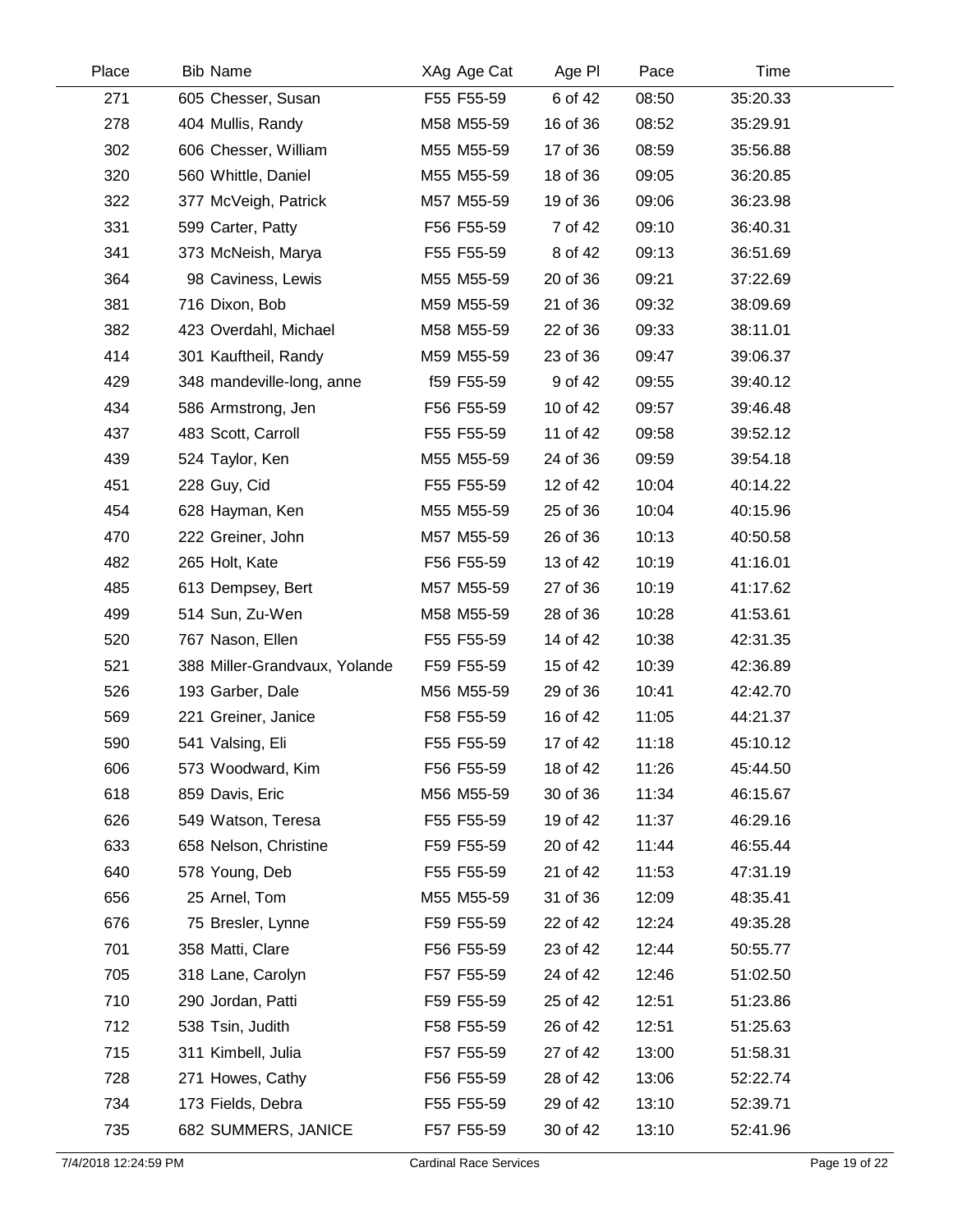| Place | Bib | Name | XAg | Age Cat | Age Pl | Pace | Time |
|---|---|---|---|---|---|---|---|
| 271 | 605 | Chesser, Susan | F55 | F55-59 | 6 of 42 | 08:50 | 35:20.33 |
| 278 | 404 | Mullis, Randy | M58 | M55-59 | 16 of 36 | 08:52 | 35:29.91 |
| 302 | 606 | Chesser, William | M55 | M55-59 | 17 of 36 | 08:59 | 35:56.88 |
| 320 | 560 | Whittle, Daniel | M55 | M55-59 | 18 of 36 | 09:05 | 36:20.85 |
| 322 | 377 | McVeigh, Patrick | M57 | M55-59 | 19 of 36 | 09:06 | 36:23.98 |
| 331 | 599 | Carter, Patty | F56 | F55-59 | 7 of 42 | 09:10 | 36:40.31 |
| 341 | 373 | McNeish, Marya | F55 | F55-59 | 8 of 42 | 09:13 | 36:51.69 |
| 364 | 98 | Caviness, Lewis | M55 | M55-59 | 20 of 36 | 09:21 | 37:22.69 |
| 381 | 716 | Dixon, Bob | M59 | M55-59 | 21 of 36 | 09:32 | 38:09.69 |
| 382 | 423 | Overdahl, Michael | M58 | M55-59 | 22 of 36 | 09:33 | 38:11.01 |
| 414 | 301 | Kauftheil, Randy | M59 | M55-59 | 23 of 36 | 09:47 | 39:06.37 |
| 429 | 348 | mandeville-long, anne | f59 | F55-59 | 9 of 42 | 09:55 | 39:40.12 |
| 434 | 586 | Armstrong, Jen | F56 | F55-59 | 10 of 42 | 09:57 | 39:46.48 |
| 437 | 483 | Scott, Carroll | F55 | F55-59 | 11 of 42 | 09:58 | 39:52.12 |
| 439 | 524 | Taylor, Ken | M55 | M55-59 | 24 of 36 | 09:59 | 39:54.18 |
| 451 | 228 | Guy, Cid | F55 | F55-59 | 12 of 42 | 10:04 | 40:14.22 |
| 454 | 628 | Hayman, Ken | M55 | M55-59 | 25 of 36 | 10:04 | 40:15.96 |
| 470 | 222 | Greiner, John | M57 | M55-59 | 26 of 36 | 10:13 | 40:50.58 |
| 482 | 265 | Holt, Kate | F56 | F55-59 | 13 of 42 | 10:19 | 41:16.01 |
| 485 | 613 | Dempsey, Bert | M57 | M55-59 | 27 of 36 | 10:19 | 41:17.62 |
| 499 | 514 | Sun, Zu-Wen | M58 | M55-59 | 28 of 36 | 10:28 | 41:53.61 |
| 520 | 767 | Nason, Ellen | F55 | F55-59 | 14 of 42 | 10:38 | 42:31.35 |
| 521 | 388 | Miller-Grandvaux, Yolande | F59 | F55-59 | 15 of 42 | 10:39 | 42:36.89 |
| 526 | 193 | Garber, Dale | M56 | M55-59 | 29 of 36 | 10:41 | 42:42.70 |
| 569 | 221 | Greiner, Janice | F58 | F55-59 | 16 of 42 | 11:05 | 44:21.37 |
| 590 | 541 | Valsing, Eli | F55 | F55-59 | 17 of 42 | 11:18 | 45:10.12 |
| 606 | 573 | Woodward, Kim | F56 | F55-59 | 18 of 42 | 11:26 | 45:44.50 |
| 618 | 859 | Davis, Eric | M56 | M55-59 | 30 of 36 | 11:34 | 46:15.67 |
| 626 | 549 | Watson, Teresa | F55 | F55-59 | 19 of 42 | 11:37 | 46:29.16 |
| 633 | 658 | Nelson, Christine | F59 | F55-59 | 20 of 42 | 11:44 | 46:55.44 |
| 640 | 578 | Young, Deb | F55 | F55-59 | 21 of 42 | 11:53 | 47:31.19 |
| 656 | 25 | Arnel, Tom | M55 | M55-59 | 31 of 36 | 12:09 | 48:35.41 |
| 676 | 75 | Bresler, Lynne | F59 | F55-59 | 22 of 42 | 12:24 | 49:35.28 |
| 701 | 358 | Matti, Clare | F56 | F55-59 | 23 of 42 | 12:44 | 50:55.77 |
| 705 | 318 | Lane, Carolyn | F57 | F55-59 | 24 of 42 | 12:46 | 51:02.50 |
| 710 | 290 | Jordan, Patti | F59 | F55-59 | 25 of 42 | 12:51 | 51:23.86 |
| 712 | 538 | Tsin, Judith | F58 | F55-59 | 26 of 42 | 12:51 | 51:25.63 |
| 715 | 311 | Kimbell, Julia | F57 | F55-59 | 27 of 42 | 13:00 | 51:58.31 |
| 728 | 271 | Howes, Cathy | F56 | F55-59 | 28 of 42 | 13:06 | 52:22.74 |
| 734 | 173 | Fields, Debra | F55 | F55-59 | 29 of 42 | 13:10 | 52:39.71 |
| 735 | 682 | SUMMERS, JANICE | F57 | F55-59 | 30 of 42 | 13:10 | 52:41.96 |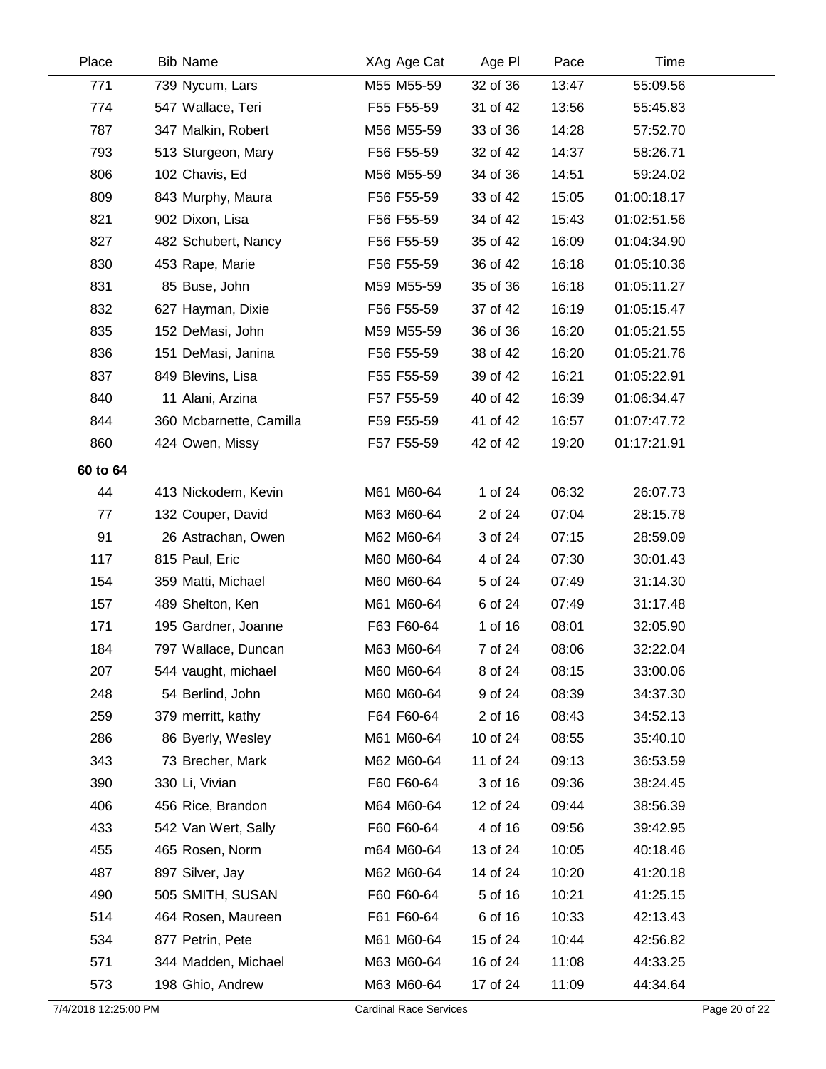| Place | Bib | Name | XAg | Age Cat | Age Pl | Pace | Time |
|---|---|---|---|---|---|---|---|
| 771 | 739 | Nycum, Lars | M55 | M55-59 | 32 of 36 | 13:47 | 55:09.56 |
| 774 | 547 | Wallace, Teri | F55 | F55-59 | 31 of 42 | 13:56 | 55:45.83 |
| 787 | 347 | Malkin, Robert | M56 | M55-59 | 33 of 36 | 14:28 | 57:52.70 |
| 793 | 513 | Sturgeon, Mary | F56 | F55-59 | 32 of 42 | 14:37 | 58:26.71 |
| 806 | 102 | Chavis, Ed | M56 | M55-59 | 34 of 36 | 14:51 | 59:24.02 |
| 809 | 843 | Murphy, Maura | F56 | F55-59 | 33 of 42 | 15:05 | 01:00:18.17 |
| 821 | 902 | Dixon, Lisa | F56 | F55-59 | 34 of 42 | 15:43 | 01:02:51.56 |
| 827 | 482 | Schubert, Nancy | F56 | F55-59 | 35 of 42 | 16:09 | 01:04:34.90 |
| 830 | 453 | Rape, Marie | F56 | F55-59 | 36 of 42 | 16:18 | 01:05:10.36 |
| 831 | 85 | Buse, John | M59 | M55-59 | 35 of 36 | 16:18 | 01:05:11.27 |
| 832 | 627 | Hayman, Dixie | F56 | F55-59 | 37 of 42 | 16:19 | 01:05:15.47 |
| 835 | 152 | DeMasi, John | M59 | M55-59 | 36 of 36 | 16:20 | 01:05:21.55 |
| 836 | 151 | DeMasi, Janina | F56 | F55-59 | 38 of 42 | 16:20 | 01:05:21.76 |
| 837 | 849 | Blevins, Lisa | F55 | F55-59 | 39 of 42 | 16:21 | 01:05:22.91 |
| 840 | 11 | Alani, Arzina | F57 | F55-59 | 40 of 42 | 16:39 | 01:06:34.47 |
| 844 | 360 | Mcbarnette, Camilla | F59 | F55-59 | 41 of 42 | 16:57 | 01:07:47.72 |
| 860 | 424 | Owen, Missy | F57 | F55-59 | 42 of 42 | 19:20 | 01:17:21.91 |
| **60 to 64** | | | | | | | |
| 44 | 413 | Nickodem, Kevin | M61 | M60-64 | 1 of 24 | 06:32 | 26:07.73 |
| 77 | 132 | Couper, David | M63 | M60-64 | 2 of 24 | 07:04 | 28:15.78 |
| 91 | 26 | Astrachan, Owen | M62 | M60-64 | 3 of 24 | 07:15 | 28:59.09 |
| 117 | 815 | Paul, Eric | M60 | M60-64 | 4 of 24 | 07:30 | 30:01.43 |
| 154 | 359 | Matti, Michael | M60 | M60-64 | 5 of 24 | 07:49 | 31:14.30 |
| 157 | 489 | Shelton, Ken | M61 | M60-64 | 6 of 24 | 07:49 | 31:17.48 |
| 171 | 195 | Gardner, Joanne | F63 | F60-64 | 1 of 16 | 08:01 | 32:05.90 |
| 184 | 797 | Wallace, Duncan | M63 | M60-64 | 7 of 24 | 08:06 | 32:22.04 |
| 207 | 544 | vaught, michael | M60 | M60-64 | 8 of 24 | 08:15 | 33:00.06 |
| 248 | 54 | Berlind, John | M60 | M60-64 | 9 of 24 | 08:39 | 34:37.30 |
| 259 | 379 | merritt, kathy | F64 | F60-64 | 2 of 16 | 08:43 | 34:52.13 |
| 286 | 86 | Byerly, Wesley | M61 | M60-64 | 10 of 24 | 08:55 | 35:40.10 |
| 343 | 73 | Brecher, Mark | M62 | M60-64 | 11 of 24 | 09:13 | 36:53.59 |
| 390 | 330 | Li, Vivian | F60 | F60-64 | 3 of 16 | 09:36 | 38:24.45 |
| 406 | 456 | Rice, Brandon | M64 | M60-64 | 12 of 24 | 09:44 | 38:56.39 |
| 433 | 542 | Van Wert, Sally | F60 | F60-64 | 4 of 16 | 09:56 | 39:42.95 |
| 455 | 465 | Rosen, Norm | m64 | M60-64 | 13 of 24 | 10:05 | 40:18.46 |
| 487 | 897 | Silver, Jay | M62 | M60-64 | 14 of 24 | 10:20 | 41:20.18 |
| 490 | 505 | SMITH, SUSAN | F60 | F60-64 | 5 of 16 | 10:21 | 41:25.15 |
| 514 | 464 | Rosen, Maureen | F61 | F60-64 | 6 of 16 | 10:33 | 42:13.43 |
| 534 | 877 | Petrin, Pete | M61 | M60-64 | 15 of 24 | 10:44 | 42:56.82 |
| 571 | 344 | Madden, Michael | M63 | M60-64 | 16 of 24 | 11:08 | 44:33.25 |
| 573 | 198 | Ghio, Andrew | M63 | M60-64 | 17 of 24 | 11:09 | 44:34.64 |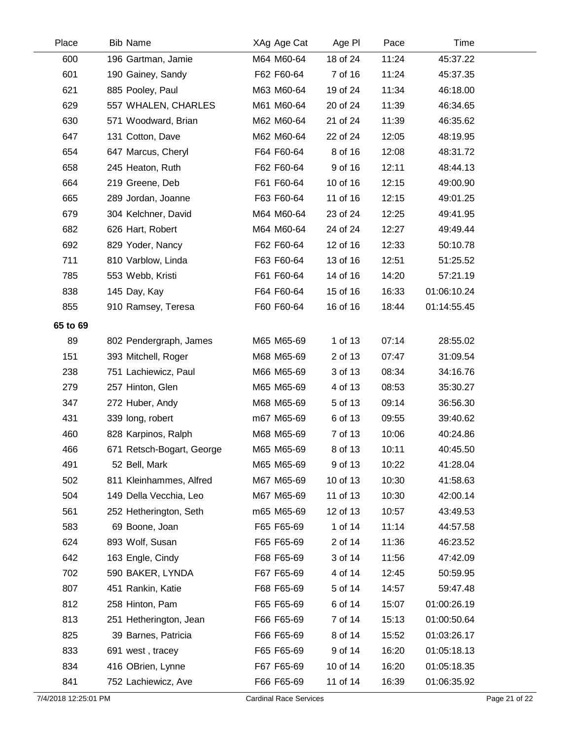| Place | Bib Name | XAg Age Cat | Age Pl | Pace | Time |
|---|---|---|---|---|---|
| 600 | 196 Gartman, Jamie | M64 M60-64 | 18 of 24 | 11:24 | 45:37.22 |
| 601 | 190 Gainey, Sandy | F62 F60-64 | 7 of 16 | 11:24 | 45:37.35 |
| 621 | 885 Pooley, Paul | M63 M60-64 | 19 of 24 | 11:34 | 46:18.00 |
| 629 | 557 WHALEN, CHARLES | M61 M60-64 | 20 of 24 | 11:39 | 46:34.65 |
| 630 | 571 Woodward, Brian | M62 M60-64 | 21 of 24 | 11:39 | 46:35.62 |
| 647 | 131 Cotton, Dave | M62 M60-64 | 22 of 24 | 12:05 | 48:19.95 |
| 654 | 647 Marcus, Cheryl | F64 F60-64 | 8 of 16 | 12:08 | 48:31.72 |
| 658 | 245 Heaton, Ruth | F62 F60-64 | 9 of 16 | 12:11 | 48:44.13 |
| 664 | 219 Greene, Deb | F61 F60-64 | 10 of 16 | 12:15 | 49:00.90 |
| 665 | 289 Jordan, Joanne | F63 F60-64 | 11 of 16 | 12:15 | 49:01.25 |
| 679 | 304 Kelchner, David | M64 M60-64 | 23 of 24 | 12:25 | 49:41.95 |
| 682 | 626 Hart, Robert | M64 M60-64 | 24 of 24 | 12:27 | 49:49.44 |
| 692 | 829 Yoder, Nancy | F62 F60-64 | 12 of 16 | 12:33 | 50:10.78 |
| 711 | 810 Varblow, Linda | F63 F60-64 | 13 of 16 | 12:51 | 51:25.52 |
| 785 | 553 Webb, Kristi | F61 F60-64 | 14 of 16 | 14:20 | 57:21.19 |
| 838 | 145 Day, Kay | F64 F60-64 | 15 of 16 | 16:33 | 01:06:10.24 |
| 855 | 910 Ramsey, Teresa | F60 F60-64 | 16 of 16 | 18:44 | 01:14:55.45 |
| **65 to 69** | | | | | |
| 89 | 802 Pendergraph, James | M65 M65-69 | 1 of 13 | 07:14 | 28:55.02 |
| 151 | 393 Mitchell, Roger | M68 M65-69 | 2 of 13 | 07:47 | 31:09.54 |
| 238 | 751 Lachiewicz, Paul | M66 M65-69 | 3 of 13 | 08:34 | 34:16.76 |
| 279 | 257 Hinton, Glen | M65 M65-69 | 4 of 13 | 08:53 | 35:30.27 |
| 347 | 272 Huber, Andy | M68 M65-69 | 5 of 13 | 09:14 | 36:56.30 |
| 431 | 339 long, robert | m67 M65-69 | 6 of 13 | 09:55 | 39:40.62 |
| 460 | 828 Karpinos, Ralph | M68 M65-69 | 7 of 13 | 10:06 | 40:24.86 |
| 466 | 671 Retsch-Bogart, George | M65 M65-69 | 8 of 13 | 10:11 | 40:45.50 |
| 491 | 52 Bell, Mark | M65 M65-69 | 9 of 13 | 10:22 | 41:28.04 |
| 502 | 811 Kleinhammes, Alfred | M67 M65-69 | 10 of 13 | 10:30 | 41:58.63 |
| 504 | 149 Della Vecchia, Leo | M67 M65-69 | 11 of 13 | 10:30 | 42:00.14 |
| 561 | 252 Hetherington, Seth | m65 M65-69 | 12 of 13 | 10:57 | 43:49.53 |
| 583 | 69 Boone, Joan | F65 F65-69 | 1 of 14 | 11:14 | 44:57.58 |
| 624 | 893 Wolf, Susan | F65 F65-69 | 2 of 14 | 11:36 | 46:23.52 |
| 642 | 163 Engle, Cindy | F68 F65-69 | 3 of 14 | 11:56 | 47:42.09 |
| 702 | 590 BAKER, LYNDA | F67 F65-69 | 4 of 14 | 12:45 | 50:59.95 |
| 807 | 451 Rankin, Katie | F68 F65-69 | 5 of 14 | 14:57 | 59:47.48 |
| 812 | 258 Hinton, Pam | F65 F65-69 | 6 of 14 | 15:07 | 01:00:26.19 |
| 813 | 251 Hetherington, Jean | F66 F65-69 | 7 of 14 | 15:13 | 01:00:50.64 |
| 825 | 39 Barnes, Patricia | F66 F65-69 | 8 of 14 | 15:52 | 01:03:26.17 |
| 833 | 691 west , tracey | F65 F65-69 | 9 of 14 | 16:20 | 01:05:18.13 |
| 834 | 416 OBrien, Lynne | F67 F65-69 | 10 of 14 | 16:20 | 01:05:18.35 |
| 841 | 752 Lachiewicz, Ave | F66 F65-69 | 11 of 14 | 16:39 | 01:06:35.92 |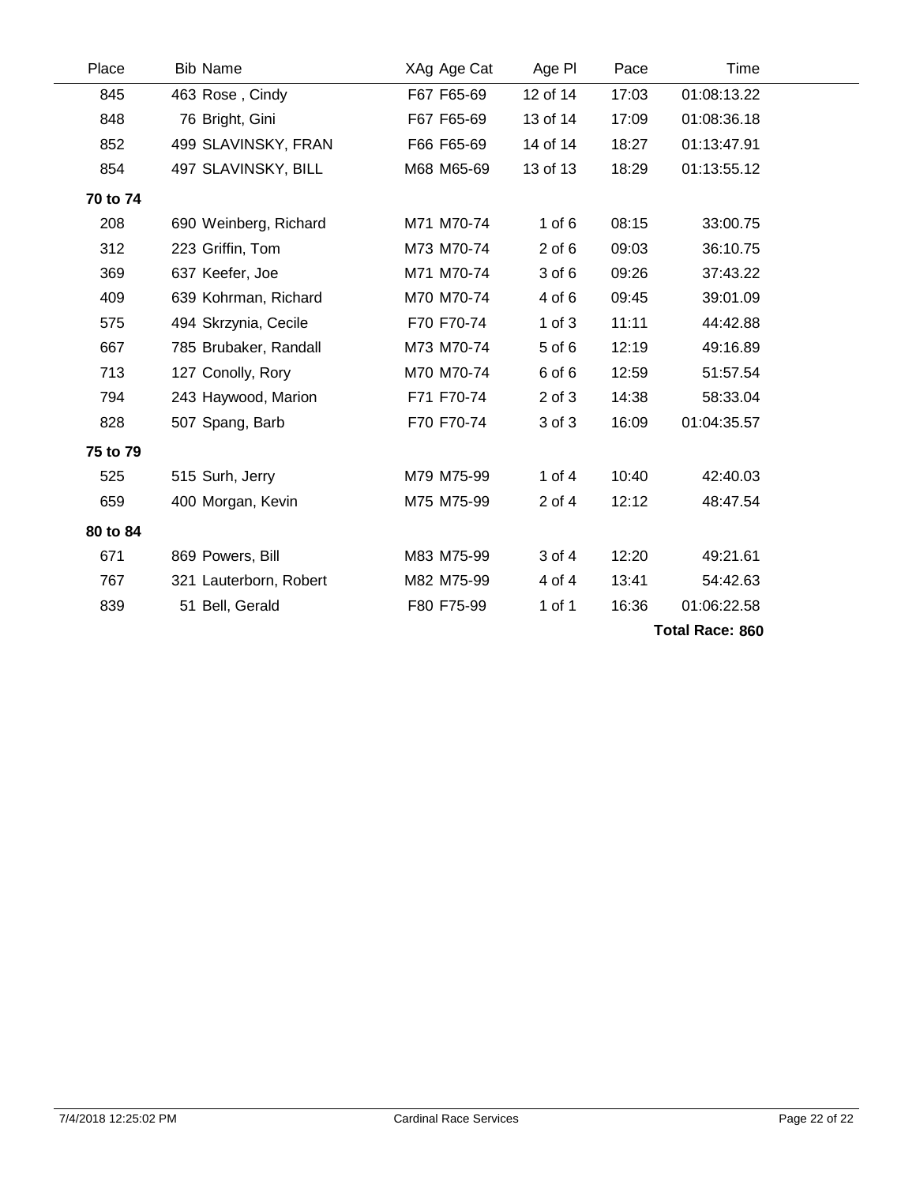| Place | Bib Name | XAg Age Cat | Age Pl | Pace | Time |
|---|---|---|---|---|---|
| 845 | 463 Rose , Cindy | F67 F65-69 | 12 of 14 | 17:03 | 01:08:13.22 |
| 848 | 76 Bright, Gini | F67 F65-69 | 13 of 14 | 17:09 | 01:08:36.18 |
| 852 | 499 SLAVINSKY, FRAN | F66 F65-69 | 14 of 14 | 18:27 | 01:13:47.91 |
| 854 | 497 SLAVINSKY, BILL | M68 M65-69 | 13 of 13 | 18:29 | 01:13:55.12 |
| **70 to 74** | | | | | |
| 208 | 690 Weinberg, Richard | M71 M70-74 | 1 of 6 | 08:15 | 33:00.75 |
| 312 | 223 Griffin, Tom | M73 M70-74 | 2 of 6 | 09:03 | 36:10.75 |
| 369 | 637 Keefer, Joe | M71 M70-74 | 3 of 6 | 09:26 | 37:43.22 |
| 409 | 639 Kohrman, Richard | M70 M70-74 | 4 of 6 | 09:45 | 39:01.09 |
| 575 | 494 Skrzynia, Cecile | F70 F70-74 | 1 of 3 | 11:11 | 44:42.88 |
| 667 | 785 Brubaker, Randall | M73 M70-74 | 5 of 6 | 12:19 | 49:16.89 |
| 713 | 127 Conolly, Rory | M70 M70-74 | 6 of 6 | 12:59 | 51:57.54 |
| 794 | 243 Haywood, Marion | F71 F70-74 | 2 of 3 | 14:38 | 58:33.04 |
| 828 | 507 Spang, Barb | F70 F70-74 | 3 of 3 | 16:09 | 01:04:35.57 |
| **75 to 79** | | | | | |
| 525 | 515 Surh, Jerry | M79 M75-99 | 1 of 4 | 10:40 | 42:40.03 |
| 659 | 400 Morgan, Kevin | M75 M75-99 | 2 of 4 | 12:12 | 48:47.54 |
| **80 to 84** | | | | | |
| 671 | 869 Powers, Bill | M83 M75-99 | 3 of 4 | 12:20 | 49:21.61 |
| 767 | 321 Lauterborn, Robert | M82 M75-99 | 4 of 4 | 13:41 | 54:42.63 |
| 839 | 51 Bell, Gerald | F80 F75-99 | 1 of 1 | 16:36 | 01:06:22.58 |

**Total Race: 860**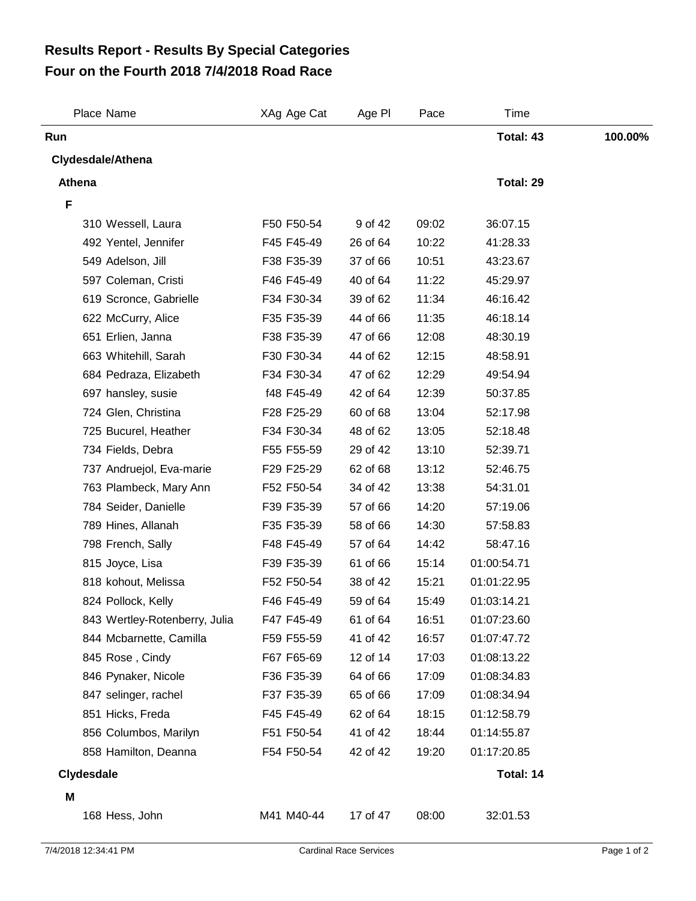# Results Report - Results By Special Categories
# Four on the Fourth 2018 7/4/2018 Road Race

| Place | Name | XAg | Age Cat | Age Pl | Pace | Time | |
|---|---|---|---|---|---|---|---|
| **Run** | | | | | | **Total: 43** | **100.00%** |
| **Clydesdale/Athena** | | | | | | | |
| **Athena** | | | | | | **Total: 29** | |
| **F** | | | | | | | |
| 310 | Wessell, Laura | F50 | F50-54 | 9 of 42 | 09:02 | 36:07.15 | |
| 492 | Yentel, Jennifer | F45 | F45-49 | 26 of 64 | 10:22 | 41:28.33 | |
| 549 | Adelson, Jill | F38 | F35-39 | 37 of 66 | 10:51 | 43:23.67 | |
| 597 | Coleman, Cristi | F46 | F45-49 | 40 of 64 | 11:22 | 45:29.97 | |
| 619 | Scronce, Gabrielle | F34 | F30-34 | 39 of 62 | 11:34 | 46:16.42 | |
| 622 | McCurry, Alice | F35 | F35-39 | 44 of 66 | 11:35 | 46:18.14 | |
| 651 | Erlien, Janna | F38 | F35-39 | 47 of 66 | 12:08 | 48:30.19 | |
| 663 | Whitehill, Sarah | F30 | F30-34 | 44 of 62 | 12:15 | 48:58.91 | |
| 684 | Pedraza, Elizabeth | F34 | F30-34 | 47 of 62 | 12:29 | 49:54.94 | |
| 697 | hansley, susie | f48 | F45-49 | 42 of 64 | 12:39 | 50:37.85 | |
| 724 | Glen, Christina | F28 | F25-29 | 60 of 68 | 13:04 | 52:17.98 | |
| 725 | Bucurel, Heather | F34 | F30-34 | 48 of 62 | 13:05 | 52:18.48 | |
| 734 | Fields, Debra | F55 | F55-59 | 29 of 42 | 13:10 | 52:39.71 | |
| 737 | Andruejol, Eva-marie | F29 | F25-29 | 62 of 68 | 13:12 | 52:46.75 | |
| 763 | Plambeck, Mary Ann | F52 | F50-54 | 34 of 42 | 13:38 | 54:31.01 | |
| 784 | Seider, Danielle | F39 | F35-39 | 57 of 66 | 14:20 | 57:19.06 | |
| 789 | Hines, Allanah | F35 | F35-39 | 58 of 66 | 14:30 | 57:58.83 | |
| 798 | French, Sally | F48 | F45-49 | 57 of 64 | 14:42 | 58:47.16 | |
| 815 | Joyce, Lisa | F39 | F35-39 | 61 of 66 | 15:14 | 01:00:54.71 | |
| 818 | kohout, Melissa | F52 | F50-54 | 38 of 42 | 15:21 | 01:01:22.95 | |
| 824 | Pollock, Kelly | F46 | F45-49 | 59 of 64 | 15:49 | 01:03:14.21 | |
| 843 | Wertley-Rotenberry, Julia | F47 | F45-49 | 61 of 64 | 16:51 | 01:07:23.60 | |
| 844 | Mcbarnette, Camilla | F59 | F55-59 | 41 of 42 | 16:57 | 01:07:47.72 | |
| 845 | Rose , Cindy | F67 | F65-69 | 12 of 14 | 17:03 | 01:08:13.22 | |
| 846 | Pynaker, Nicole | F36 | F35-39 | 64 of 66 | 17:09 | 01:08:34.83 | |
| 847 | selinger, rachel | F37 | F35-39 | 65 of 66 | 17:09 | 01:08:34.94 | |
| 851 | Hicks, Freda | F45 | F45-49 | 62 of 64 | 18:15 | 01:12:58.79 | |
| 856 | Columbos, Marilyn | F51 | F50-54 | 41 of 42 | 18:44 | 01:14:55.87 | |
| 858 | Hamilton, Deanna | F54 | F50-54 | 42 of 42 | 19:20 | 01:17:20.85 | |
| **Clydesdale** | | | | | | **Total: 14** | |
| **M** | | | | | | | |
| 168 | Hess, John | M41 | M40-44 | 17 of 47 | 08:00 | 32:01.53 | |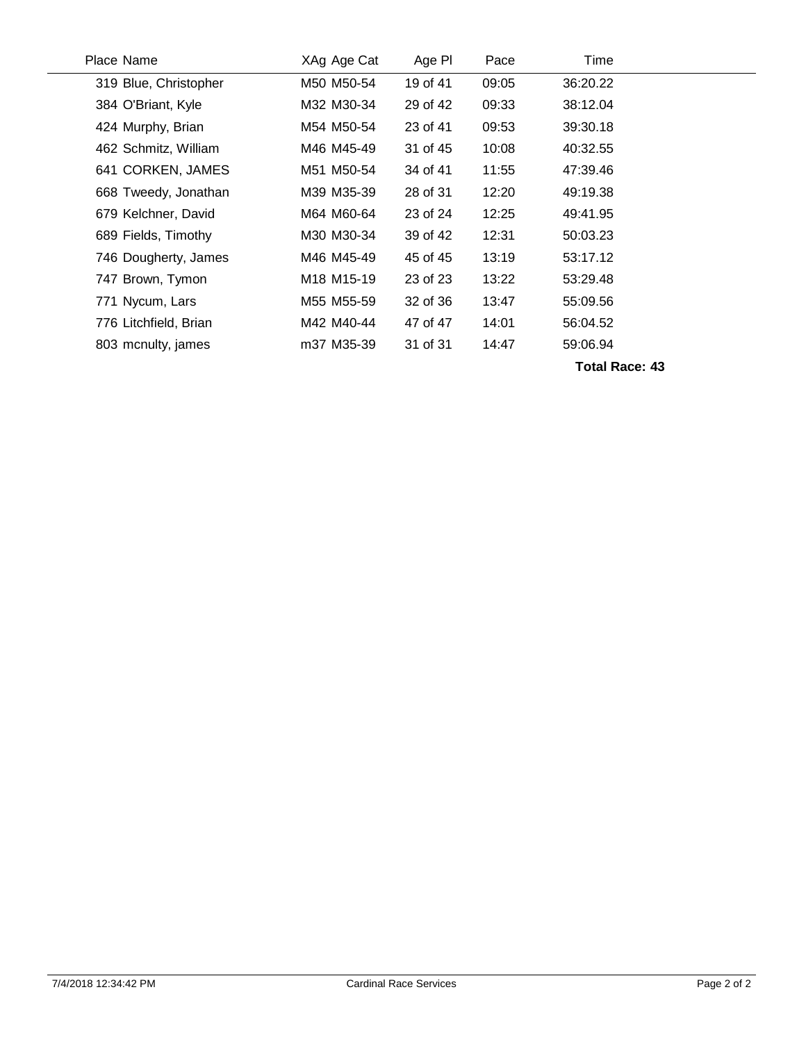| Place | Name | XAg | Age Cat | Age Pl | Pace | Time |
|---|---|---|---|---|---|---|
| 319 | Blue, Christopher | M50 | M50-54 | 19 of 41 | 09:05 | 36:20.22 |
| 384 | O'Briant, Kyle | M32 | M30-34 | 29 of 42 | 09:33 | 38:12.04 |
| 424 | Murphy, Brian | M54 | M50-54 | 23 of 41 | 09:53 | 39:30.18 |
| 462 | Schmitz, William | M46 | M45-49 | 31 of 45 | 10:08 | 40:32.55 |
| 641 | CORKEN, JAMES | M51 | M50-54 | 34 of 41 | 11:55 | 47:39.46 |
| 668 | Tweedy, Jonathan | M39 | M35-39 | 28 of 31 | 12:20 | 49:19.38 |
| 679 | Kelchner, David | M64 | M60-64 | 23 of 24 | 12:25 | 49:41.95 |
| 689 | Fields, Timothy | M30 | M30-34 | 39 of 42 | 12:31 | 50:03.23 |
| 746 | Dougherty, James | M46 | M45-49 | 45 of 45 | 13:19 | 53:17.12 |
| 747 | Brown, Tymon | M18 | M15-19 | 23 of 23 | 13:22 | 53:29.48 |
| 771 | Nycum, Lars | M55 | M55-59 | 32 of 36 | 13:47 | 55:09.56 |
| 776 | Litchfield, Brian | M42 | M40-44 | 47 of 47 | 14:01 | 56:04.52 |
| 803 | mcnulty, james | m37 | M35-39 | 31 of 31 | 14:47 | 59:06.94 |

**Total Race: 43**